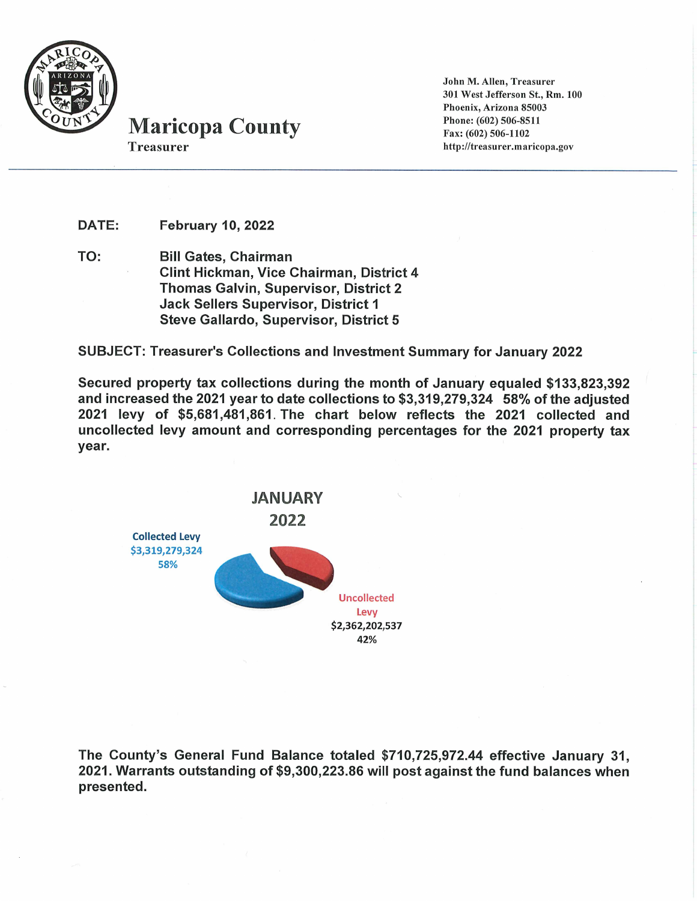# Maricopa County

Treasurer

John M. Allen, Treasurer
301 West Jefferson St., Rm. 100
Phoenix, Arizona 85003
Phone: (602) 506-8511
Fax: (602) 506-1102
http://treasurer.maricopa.gov

---

**DATE:** February 10, 2022

**TO:** Bill Gates, Chairman
Clint Hickman, Vice Chairman, District 4
Thomas Galvin, Supervisor, District 2
Jack Sellers Supervisor, District 1
Steve Gallardo, Supervisor, District 5

**SUBJECT: Treasurer's Collections and Investment Summary for January 2022**

**Secured property tax collections during the month of January equaled $133,823,392 and increased the 2021 year to date collections to $3,319,279,324 58% of the adjusted 2021 levy of $5,681,481,861. The chart below reflects the 2021 collected and uncollected levy amount and corresponding percentages for the 2021 property tax year.**

JANUARY 2022

Collected Levy
$3,319,279,324
58%

Uncollected Levy
$2,362,202,537
42%

**The County's General Fund Balance totaled $710,725,972.44 effective January 31, 2021. Warrants outstanding of $9,300,223.86 will post against the fund balances when presented.**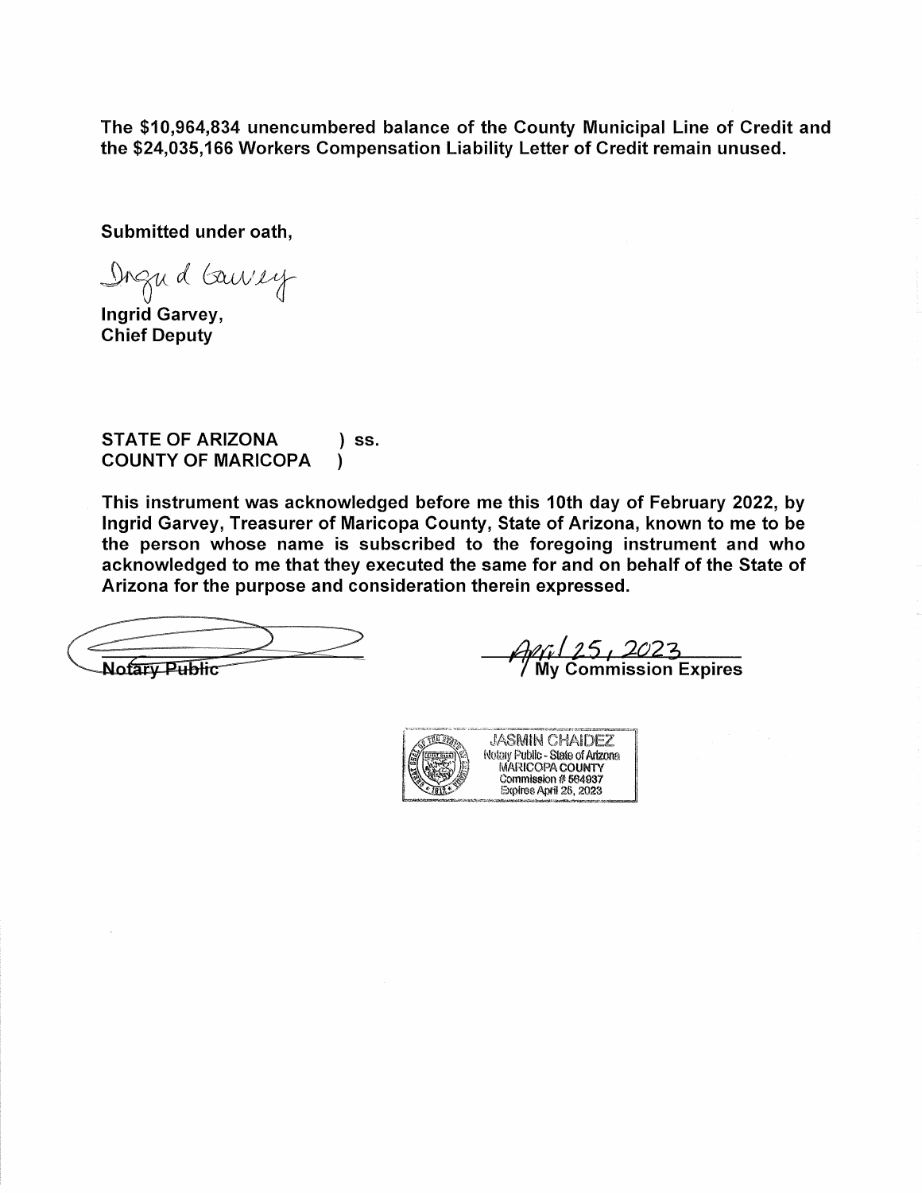**The $10,964,834 unencumbered balance of the County Municipal Line of Credit and the $24,035,166 Workers Compensation Liability Letter of Credit remain unused.**

**Submitted under oath,**

Ingrid Garvey

**Ingrid Garvey,**
**Chief Deputy**

**STATE OF ARIZONA ) ss.**
**COUNTY OF MARICOPA )**

**This instrument was acknowledged before me this 10th day of February 2022, by Ingrid Garvey, Treasurer of Maricopa County, State of Arizona, known to me to be the person whose name is subscribed to the foregoing instrument and who acknowledged to me that they executed the same for and on behalf of the State of Arizona for the purpose and consideration therein expressed.**

**Notary Public**

April 25, 2023
**My Commission Expires**

JASMIN CHAIDEZ
Notary Public - State of Arizona
MARICOPA COUNTY
Commission # 564937
Expires April 25, 2023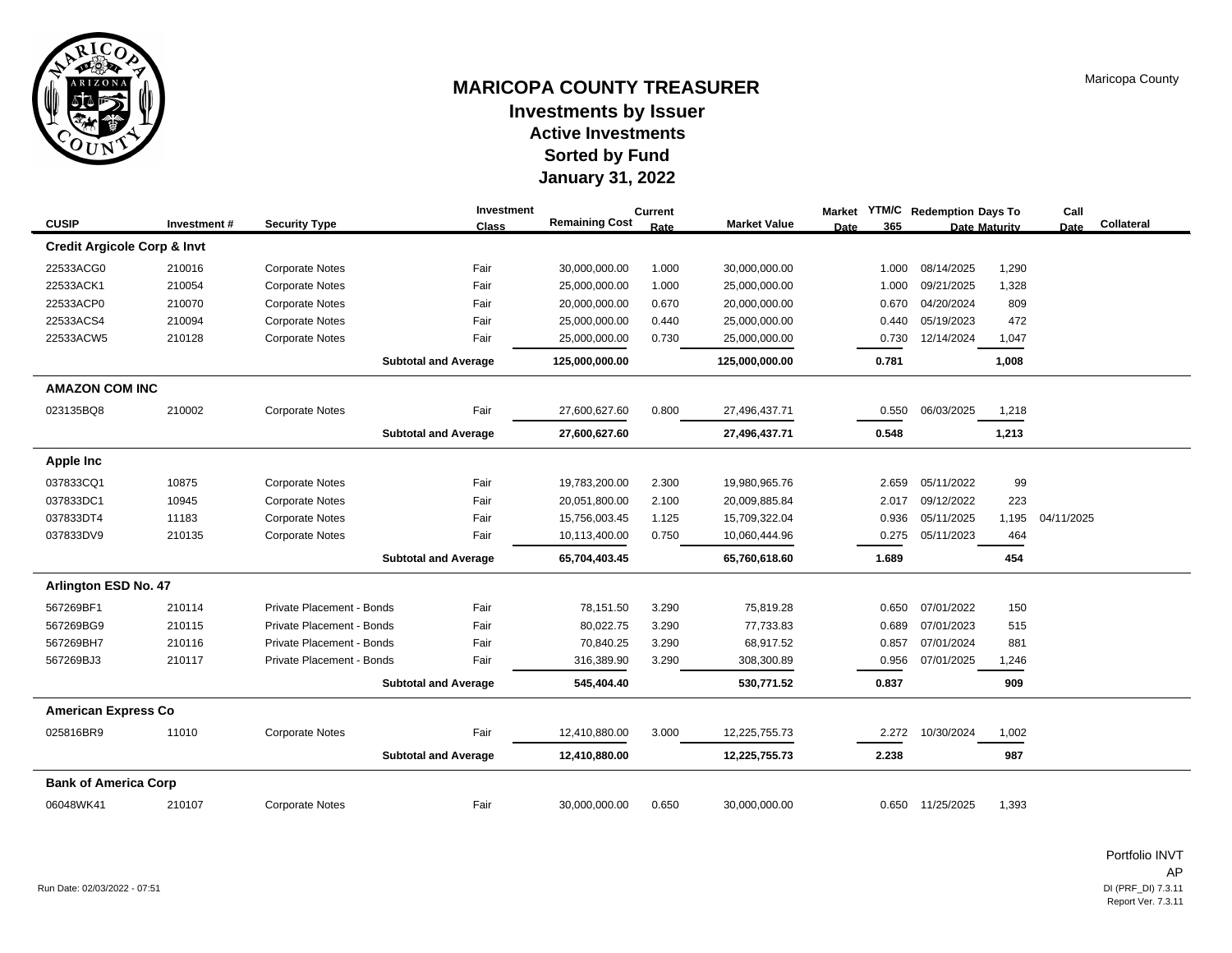# MARICOPA COUNTY TREASURER
## Investments by Issuer
### Active Investments
### Sorted by Fund
### January 31, 2022

Maricopa County

| CUSIP | Investment # | Security Type | Investment Class | Remaining Cost | Current Rate | Market Value | Market Date | YTM/C 365 | Redemption Date | Days To Maturity | Call Date | Collateral |
|---|---|---|---|---|---|---|---|---|---|---|---|---|
| **Credit Argicole Corp & Invt** | | | | | | | | | | | | |
| 22533ACG0 | 210016 | Corporate Notes | Fair | 30,000,000.00 | 1.000 | 30,000,000.00 | | 1.000 | 08/14/2025 | 1,290 | | |
| 22533ACK1 | 210054 | Corporate Notes | Fair | 25,000,000.00 | 1.000 | 25,000,000.00 | | 1.000 | 09/21/2025 | 1,328 | | |
| 22533ACP0 | 210070 | Corporate Notes | Fair | 20,000,000.00 | 0.670 | 20,000,000.00 | | 0.670 | 04/20/2024 | 809 | | |
| 22533ACS4 | 210094 | Corporate Notes | Fair | 25,000,000.00 | 0.440 | 25,000,000.00 | | 0.440 | 05/19/2023 | 472 | | |
| 22533ACW5 | 210128 | Corporate Notes | Fair | 25,000,000.00 | 0.730 | 25,000,000.00 | | 0.730 | 12/14/2024 | 1,047 | | |
| | | **Subtotal and Average** | | **125,000,000.00** | | **125,000,000.00** | | **0.781** | | **1,008** | | |
| **AMAZON COM INC** | | | | | | | | | | | | |
| 023135BQ8 | 210002 | Corporate Notes | Fair | 27,600,627.60 | 0.800 | 27,496,437.71 | | 0.550 | 06/03/2025 | 1,218 | | |
| | | **Subtotal and Average** | | **27,600,627.60** | | **27,496,437.71** | | **0.548** | | **1,213** | | |
| **Apple Inc** | | | | | | | | | | | | |
| 037833CQ1 | 10875 | Corporate Notes | Fair | 19,783,200.00 | 2.300 | 19,980,965.76 | | 2.659 | 05/11/2022 | 99 | | |
| 037833DC1 | 10945 | Corporate Notes | Fair | 20,051,800.00 | 2.100 | 20,009,885.84 | | 2.017 | 09/12/2022 | 223 | | |
| 037833DT4 | 11183 | Corporate Notes | Fair | 15,756,003.45 | 1.125 | 15,709,322.04 | | 0.936 | 05/11/2025 | 1,195 | 04/11/2025 | |
| 037833DV9 | 210135 | Corporate Notes | Fair | 10,113,400.00 | 0.750 | 10,060,444.96 | | 0.275 | 05/11/2023 | 464 | | |
| | | **Subtotal and Average** | | **65,704,403.45** | | **65,760,618.60** | | **1.689** | | **454** | | |
| **Arlington ESD No. 47** | | | | | | | | | | | | |
| 567269BF1 | 210114 | Private Placement - Bonds | Fair | 78,151.50 | 3.290 | 75,819.28 | | 0.650 | 07/01/2022 | 150 | | |
| 567269BG9 | 210115 | Private Placement - Bonds | Fair | 80,022.75 | 3.290 | 77,733.83 | | 0.689 | 07/01/2023 | 515 | | |
| 567269BH7 | 210116 | Private Placement - Bonds | Fair | 70,840.25 | 3.290 | 68,917.52 | | 0.857 | 07/01/2024 | 881 | | |
| 567269BJ3 | 210117 | Private Placement - Bonds | Fair | 316,389.90 | 3.290 | 308,300.89 | | 0.956 | 07/01/2025 | 1,246 | | |
| | | **Subtotal and Average** | | **545,404.40** | | **530,771.52** | | **0.837** | | **909** | | |
| **American Express Co** | | | | | | | | | | | | |
| 025816BR9 | 11010 | Corporate Notes | Fair | 12,410,880.00 | 3.000 | 12,225,755.73 | | 2.272 | 10/30/2024 | 1,002 | | |
| | | **Subtotal and Average** | | **12,410,880.00** | | **12,225,755.73** | | **2.238** | | **987** | | |
| **Bank of America Corp** | | | | | | | | | | | | |
| 06048WK41 | 210107 | Corporate Notes | Fair | 30,000,000.00 | 0.650 | 30,000,000.00 | | 0.650 | 11/25/2025 | 1,393 | | |

Run Date: 02/03/2022 - 07:51

Portfolio INVT
AP
DI (PRF_DI) 7.3.11
Report Ver. 7.3.11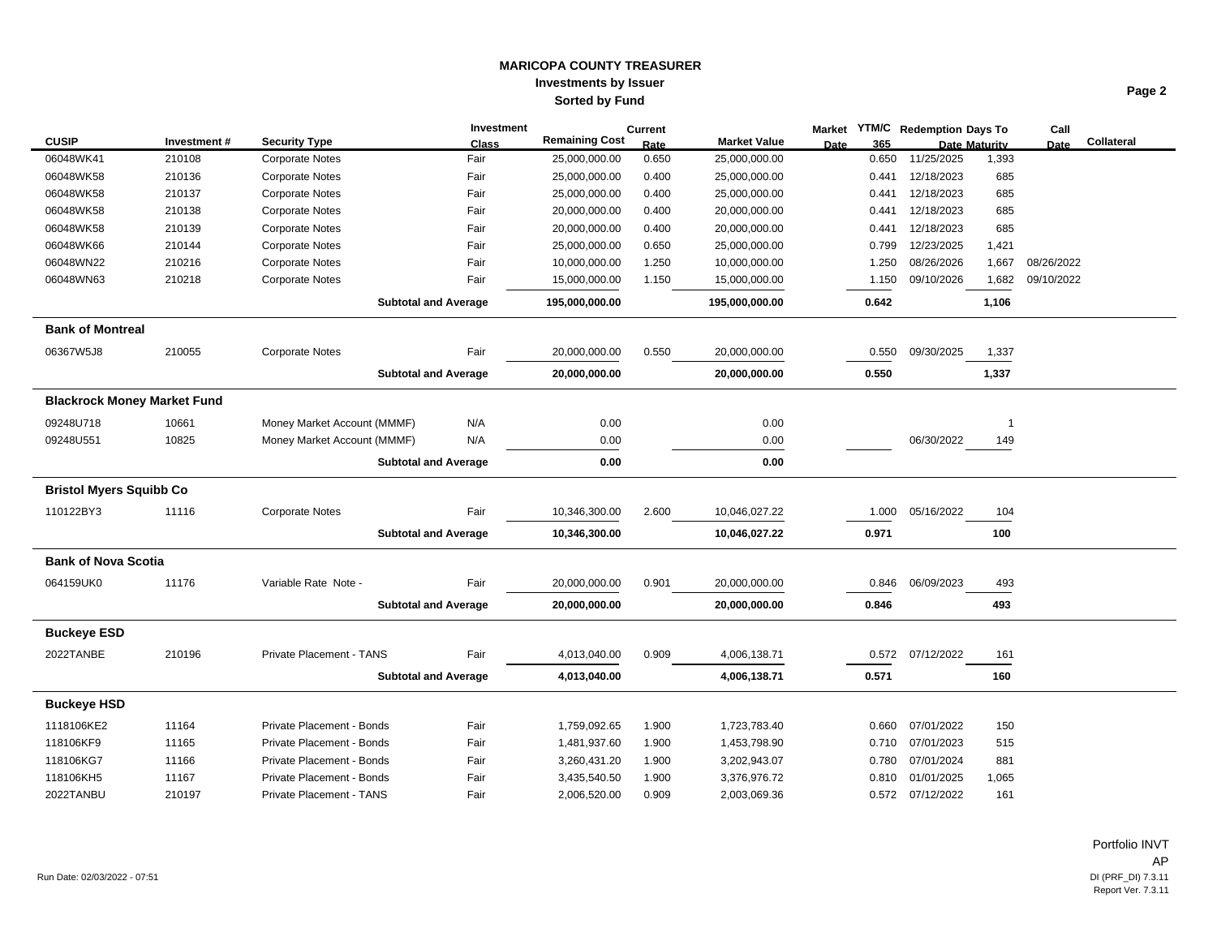MARICOPA COUNTY TREASURER
**Investments by Issuer**
**Sorted by Fund**

| CUSIP | Investment # | Security Type | Investment Class | Remaining Cost | Current Rate | Market Value | Market Date | YTM/C 365 | Redemption Date | Days To Maturity | Call Date | Collateral |
|---|---|---|---|---|---|---|---|---|---|---|---|---|
| 06048WK41 | 210108 | Corporate Notes | Fair | 25,000,000.00 | 0.650 | 25,000,000.00 | | 0.650 | 11/25/2025 | 1,393 | | |
| 06048WK58 | 210136 | Corporate Notes | Fair | 25,000,000.00 | 0.400 | 25,000,000.00 | | 0.441 | 12/18/2023 | 685 | | |
| 06048WK58 | 210137 | Corporate Notes | Fair | 25,000,000.00 | 0.400 | 25,000,000.00 | | 0.441 | 12/18/2023 | 685 | | |
| 06048WK58 | 210138 | Corporate Notes | Fair | 20,000,000.00 | 0.400 | 20,000,000.00 | | 0.441 | 12/18/2023 | 685 | | |
| 06048WK58 | 210139 | Corporate Notes | Fair | 20,000,000.00 | 0.400 | 20,000,000.00 | | 0.441 | 12/18/2023 | 685 | | |
| 06048WK66 | 210144 | Corporate Notes | Fair | 25,000,000.00 | 0.650 | 25,000,000.00 | | 0.799 | 12/23/2025 | 1,421 | | |
| 06048WN22 | 210216 | Corporate Notes | Fair | 10,000,000.00 | 1.250 | 10,000,000.00 | | 1.250 | 08/26/2026 | 1,667 | 08/26/2022 | |
| 06048WN63 | 210218 | Corporate Notes | Fair | 15,000,000.00 | 1.150 | 15,000,000.00 | | 1.150 | 09/10/2026 | 1,682 | 09/10/2022 | |
| | | **Subtotal and Average** | | **195,000,000.00** | | **195,000,000.00** | | **0.642** | | **1,106** | | |
| **Bank of Montreal** | | | | | | | | | | | | |
| 06367W5J8 | 210055 | Corporate Notes | Fair | 20,000,000.00 | 0.550 | 20,000,000.00 | | 0.550 | 09/30/2025 | 1,337 | | |
| | | **Subtotal and Average** | | **20,000,000.00** | | **20,000,000.00** | | **0.550** | | **1,337** | | |
| **Blackrock Money Market Fund** | | | | | | | | | | | | |
| 09248U718 | 10661 | Money Market Account (MMMF) | N/A | 0.00 | | 0.00 | | | | 1 | | |
| 09248U551 | 10825 | Money Market Account (MMMF) | N/A | 0.00 | | 0.00 | | | 06/30/2022 | 149 | | |
| | | **Subtotal and Average** | | **0.00** | | **0.00** | | | | | | |
| **Bristol Myers Squibb Co** | | | | | | | | | | | | |
| 110122BY3 | 11116 | Corporate Notes | Fair | 10,346,300.00 | 2.600 | 10,046,027.22 | | 1.000 | 05/16/2022 | 104 | | |
| | | **Subtotal and Average** | | **10,346,300.00** | | **10,046,027.22** | | **0.971** | | **100** | | |
| **Bank of Nova Scotia** | | | | | | | | | | | | |
| 064159UK0 | 11176 | Variable Rate Note - | Fair | 20,000,000.00 | 0.901 | 20,000,000.00 | | 0.846 | 06/09/2023 | 493 | | |
| | | **Subtotal and Average** | | **20,000,000.00** | | **20,000,000.00** | | **0.846** | | **493** | | |
| **Buckeye ESD** | | | | | | | | | | | | |
| 2022TANBE | 210196 | Private Placement - TANS | Fair | 4,013,040.00 | 0.909 | 4,006,138.71 | | 0.572 | 07/12/2022 | 161 | | |
| | | **Subtotal and Average** | | **4,013,040.00** | | **4,006,138.71** | | **0.571** | | **160** | | |
| **Buckeye HSD** | | | | | | | | | | | | |
| 1118106KE2 | 11164 | Private Placement - Bonds | Fair | 1,759,092.65 | 1.900 | 1,723,783.40 | | 0.660 | 07/01/2022 | 150 | | |
| 118106KF9 | 11165 | Private Placement - Bonds | Fair | 1,481,937.60 | 1.900 | 1,453,798.90 | | 0.710 | 07/01/2023 | 515 | | |
| 118106KG7 | 11166 | Private Placement - Bonds | Fair | 3,260,431.20 | 1.900 | 3,202,943.07 | | 0.780 | 07/01/2024 | 881 | | |
| 118106KH5 | 11167 | Private Placement - Bonds | Fair | 3,435,540.50 | 1.900 | 3,376,976.72 | | 0.810 | 01/01/2025 | 1,065 | | |
| 2022TANBU | 210197 | Private Placement - TANS | Fair | 2,006,520.00 | 0.909 | 2,003,069.36 | | 0.572 | 07/12/2022 | 161 | | |

Run Date: 02/03/2022 - 07:51

Portfolio INVT
AP
DI (PRF_DI) 7.3.11
Report Ver. 7.3.11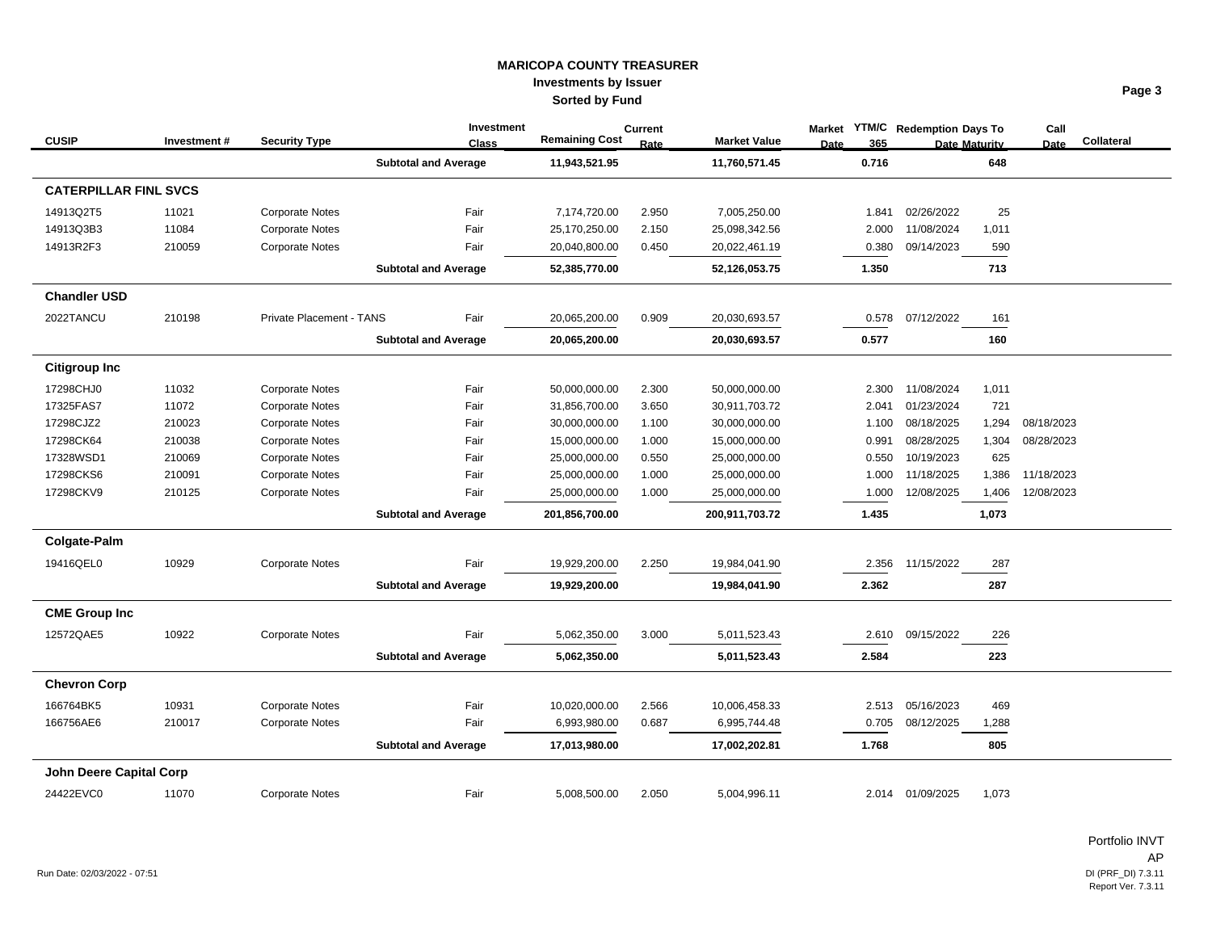**MARICOPA COUNTY TREASURER**
**Investments by Issuer**
**Sorted by Fund**

| CUSIP | Investment # | Security Type | Investment Class | Remaining Cost | Current Rate | Market Value | Market Date | YTM/C 365 | Redemption Date | Days To Maturity | Call Date | Collateral |
|---|---|---|---|---|---|---|---|---|---|---|---|---|
| | | | **Subtotal and Average** | **11,943,521.95** | | **11,760,571.45** | | **0.716** | | **648** | | |
| **CATERPILLAR FINL SVCS** | | | | | | | | | | | | |
| 14913Q2T5 | 11021 | Corporate Notes | Fair | 7,174,720.00 | 2.950 | 7,005,250.00 | | 1.841 | 02/26/2022 | 25 | | |
| 14913Q3B3 | 11084 | Corporate Notes | Fair | 25,170,250.00 | 2.150 | 25,098,342.56 | | 2.000 | 11/08/2024 | 1,011 | | |
| 14913R2F3 | 210059 | Corporate Notes | Fair | 20,040,800.00 | 0.450 | 20,022,461.19 | | 0.380 | 09/14/2023 | 590 | | |
| | | | **Subtotal and Average** | **52,385,770.00** | | **52,126,053.75** | | **1.350** | | **713** | | |
| **Chandler USD** | | | | | | | | | | | | |
| 2022TANCU | 210198 | Private Placement - TANS | Fair | 20,065,200.00 | 0.909 | 20,030,693.57 | | 0.578 | 07/12/2022 | 161 | | |
| | | | **Subtotal and Average** | **20,065,200.00** | | **20,030,693.57** | | **0.577** | | **160** | | |
| **Citigroup Inc** | | | | | | | | | | | | |
| 17298CHJ0 | 11032 | Corporate Notes | Fair | 50,000,000.00 | 2.300 | 50,000,000.00 | | 2.300 | 11/08/2024 | 1,011 | | |
| 17325FAS7 | 11072 | Corporate Notes | Fair | 31,856,700.00 | 3.650 | 30,911,703.72 | | 2.041 | 01/23/2024 | 721 | | |
| 17298CJZ2 | 210023 | Corporate Notes | Fair | 30,000,000.00 | 1.100 | 30,000,000.00 | | 1.100 | 08/18/2025 | 1,294 | 08/18/2023 | |
| 17298CK64 | 210038 | Corporate Notes | Fair | 15,000,000.00 | 1.000 | 15,000,000.00 | | 0.991 | 08/28/2025 | 1,304 | 08/28/2023 | |
| 17328WSD1 | 210069 | Corporate Notes | Fair | 25,000,000.00 | 0.550 | 25,000,000.00 | | 0.550 | 10/19/2023 | 625 | | |
| 17298CKS6 | 210091 | Corporate Notes | Fair | 25,000,000.00 | 1.000 | 25,000,000.00 | | 1.000 | 11/18/2025 | 1,386 | 11/18/2023 | |
| 17298CKV9 | 210125 | Corporate Notes | Fair | 25,000,000.00 | 1.000 | 25,000,000.00 | | 1.000 | 12/08/2025 | 1,406 | 12/08/2023 | |
| | | | **Subtotal and Average** | **201,856,700.00** | | **200,911,703.72** | | **1.435** | | **1,073** | | |
| **Colgate-Palm** | | | | | | | | | | | | |
| 19416QEL0 | 10929 | Corporate Notes | Fair | 19,929,200.00 | 2.250 | 19,984,041.90 | | 2.356 | 11/15/2022 | 287 | | |
| | | | **Subtotal and Average** | **19,929,200.00** | | **19,984,041.90** | | **2.362** | | **287** | | |
| **CME Group Inc** | | | | | | | | | | | | |
| 12572QAE5 | 10922 | Corporate Notes | Fair | 5,062,350.00 | 3.000 | 5,011,523.43 | | 2.610 | 09/15/2022 | 226 | | |
| | | | **Subtotal and Average** | **5,062,350.00** | | **5,011,523.43** | | **2.584** | | **223** | | |
| **Chevron Corp** | | | | | | | | | | | | |
| 166764BK5 | 10931 | Corporate Notes | Fair | 10,020,000.00 | 2.566 | 10,006,458.33 | | 2.513 | 05/16/2023 | 469 | | |
| 166756AE6 | 210017 | Corporate Notes | Fair | 6,993,980.00 | 0.687 | 6,995,744.48 | | 0.705 | 08/12/2025 | 1,288 | | |
| | | | **Subtotal and Average** | **17,013,980.00** | | **17,002,202.81** | | **1.768** | | **805** | | |
| **John Deere Capital Corp** | | | | | | | | | | | | |
| 24422EVC0 | 11070 | Corporate Notes | Fair | 5,008,500.00 | 2.050 | 5,004,996.11 | | 2.014 | 01/09/2025 | 1,073 | | |

Portfolio INVT
AP

Run Date: 02/03/2022 - 07:51

DI (PRF_DI) 7.3.11
Report Ver. 7.3.11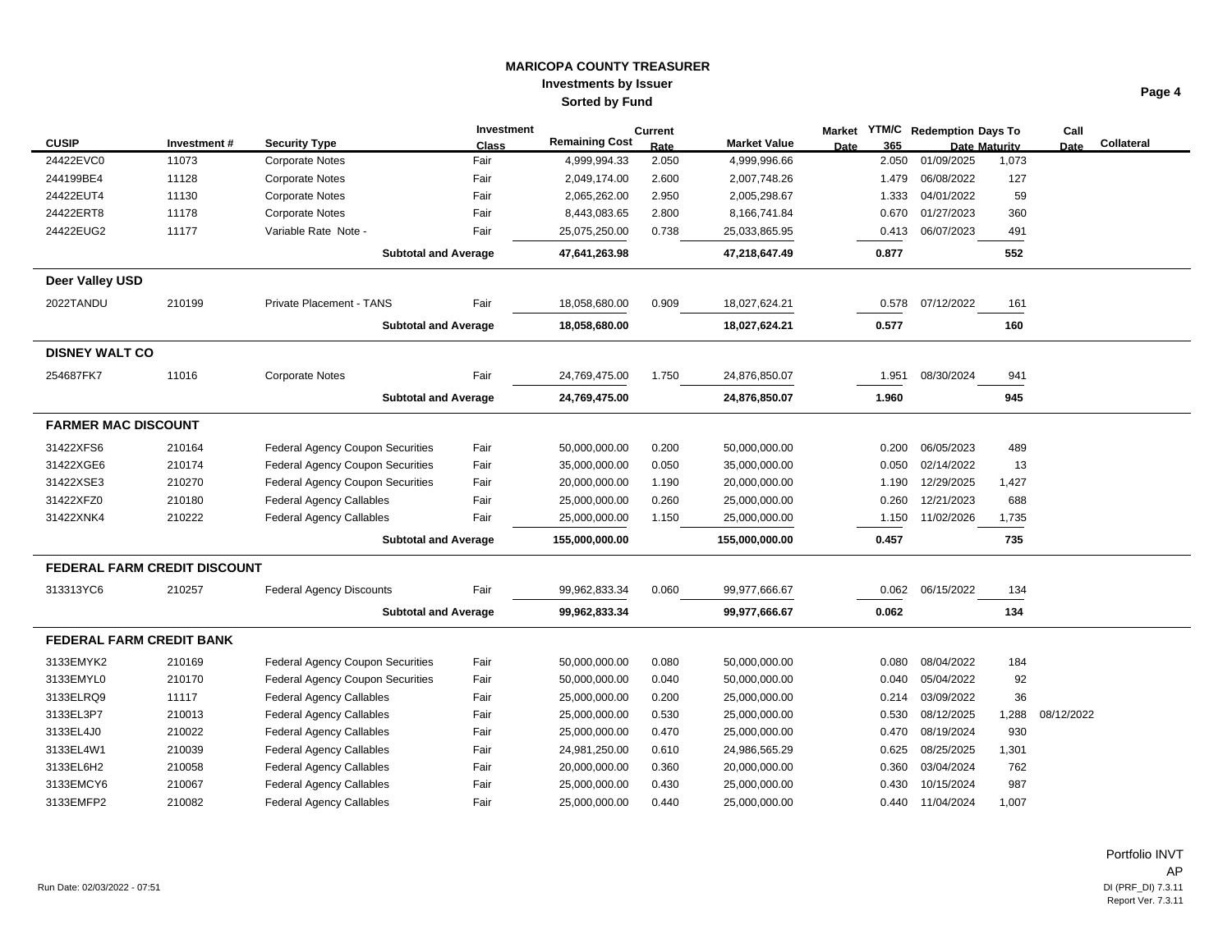# MARICOPA COUNTY TREASURER

**Investments by Issuer**

**Sorted by Fund**

| CUSIP | Investment # | Security Type | Investment Class | Remaining Cost | Current Rate | Market Value | Market Date | YTM/C 365 | Redemption Date | Days To Maturity | Call Date | Collateral |
|---|---|---|---|---|---|---|---|---|---|---|---|---|
| 24422EVC0 | 11073 | Corporate Notes | Fair | 4,999,994.33 | 2.050 | 4,999,996.66 | | 2.050 | 01/09/2025 | 1,073 | | |
| 244199BE4 | 11128 | Corporate Notes | Fair | 2,049,174.00 | 2.600 | 2,007,748.26 | | 1.479 | 06/08/2022 | 127 | | |
| 24422EUT4 | 11130 | Corporate Notes | Fair | 2,065,262.00 | 2.950 | 2,005,298.67 | | 1.333 | 04/01/2022 | 59 | | |
| 24422ERT8 | 11178 | Corporate Notes | Fair | 8,443,083.65 | 2.800 | 8,166,741.84 | | 0.670 | 01/27/2023 | 360 | | |
| 24422EUG2 | 11177 | Variable Rate Note - | Fair | 25,075,250.00 | 0.738 | 25,033,865.95 | | 0.413 | 06/07/2023 | 491 | | |
| | | **Subtotal and Average** | | **47,641,263.98** | | **47,218,647.49** | | **0.877** | | **552** | | |
| **Deer Valley USD** | | | | | | | | | | | | |
| 2022TANDU | 210199 | Private Placement - TANS | Fair | 18,058,680.00 | 0.909 | 18,027,624.21 | | 0.578 | 07/12/2022 | 161 | | |
| | | **Subtotal and Average** | | **18,058,680.00** | | **18,027,624.21** | | **0.577** | | **160** | | |
| **DISNEY WALT CO** | | | | | | | | | | | | |
| 254687FK7 | 11016 | Corporate Notes | Fair | 24,769,475.00 | 1.750 | 24,876,850.07 | | 1.951 | 08/30/2024 | 941 | | |
| | | **Subtotal and Average** | | **24,769,475.00** | | **24,876,850.07** | | **1.960** | | **945** | | |
| **FARMER MAC DISCOUNT** | | | | | | | | | | | | |
| 31422XFS6 | 210164 | Federal Agency Coupon Securities | Fair | 50,000,000.00 | 0.200 | 50,000,000.00 | | 0.200 | 06/05/2023 | 489 | | |
| 31422XGE6 | 210174 | Federal Agency Coupon Securities | Fair | 35,000,000.00 | 0.050 | 35,000,000.00 | | 0.050 | 02/14/2022 | 13 | | |
| 31422XSE3 | 210270 | Federal Agency Coupon Securities | Fair | 20,000,000.00 | 1.190 | 20,000,000.00 | | 1.190 | 12/29/2025 | 1,427 | | |
| 31422XFZ0 | 210180 | Federal Agency Callables | Fair | 25,000,000.00 | 0.260 | 25,000,000.00 | | 0.260 | 12/21/2023 | 688 | | |
| 31422XNK4 | 210222 | Federal Agency Callables | Fair | 25,000,000.00 | 1.150 | 25,000,000.00 | | 1.150 | 11/02/2026 | 1,735 | | |
| | | **Subtotal and Average** | | **155,000,000.00** | | **155,000,000.00** | | **0.457** | | **735** | | |
| **FEDERAL FARM CREDIT DISCOUNT** | | | | | | | | | | | | |
| 313313YC6 | 210257 | Federal Agency Discounts | Fair | 99,962,833.34 | 0.060 | 99,977,666.67 | | 0.062 | 06/15/2022 | 134 | | |
| | | **Subtotal and Average** | | **99,962,833.34** | | **99,977,666.67** | | **0.062** | | **134** | | |
| **FEDERAL FARM CREDIT BANK** | | | | | | | | | | | | |
| 3133EMYK2 | 210169 | Federal Agency Coupon Securities | Fair | 50,000,000.00 | 0.080 | 50,000,000.00 | | 0.080 | 08/04/2022 | 184 | | |
| 3133EMYL0 | 210170 | Federal Agency Coupon Securities | Fair | 50,000,000.00 | 0.040 | 50,000,000.00 | | 0.040 | 05/04/2022 | 92 | | |
| 3133ELRQ9 | 11117 | Federal Agency Callables | Fair | 25,000,000.00 | 0.200 | 25,000,000.00 | | 0.214 | 03/09/2022 | 36 | | |
| 3133EL3P7 | 210013 | Federal Agency Callables | Fair | 25,000,000.00 | 0.530 | 25,000,000.00 | | 0.530 | 08/12/2025 | 1,288 | 08/12/2022 | |
| 3133EL4J0 | 210022 | Federal Agency Callables | Fair | 25,000,000.00 | 0.470 | 25,000,000.00 | | 0.470 | 08/19/2024 | 930 | | |
| 3133EL4W1 | 210039 | Federal Agency Callables | Fair | 24,981,250.00 | 0.610 | 24,986,565.29 | | 0.625 | 08/25/2025 | 1,301 | | |
| 3133EL6H2 | 210058 | Federal Agency Callables | Fair | 20,000,000.00 | 0.360 | 20,000,000.00 | | 0.360 | 03/04/2024 | 762 | | |
| 3133EMCY6 | 210067 | Federal Agency Callables | Fair | 25,000,000.00 | 0.430 | 25,000,000.00 | | 0.430 | 10/15/2024 | 987 | | |
| 3133EMFP2 | 210082 | Federal Agency Callables | Fair | 25,000,000.00 | 0.440 | 25,000,000.00 | | 0.440 | 11/04/2024 | 1,007 | | |

Run Date: 02/03/2022 - 07:51

Portfolio INVT
AP
DI (PRF_DI) 7.3.11
Report Ver. 7.3.11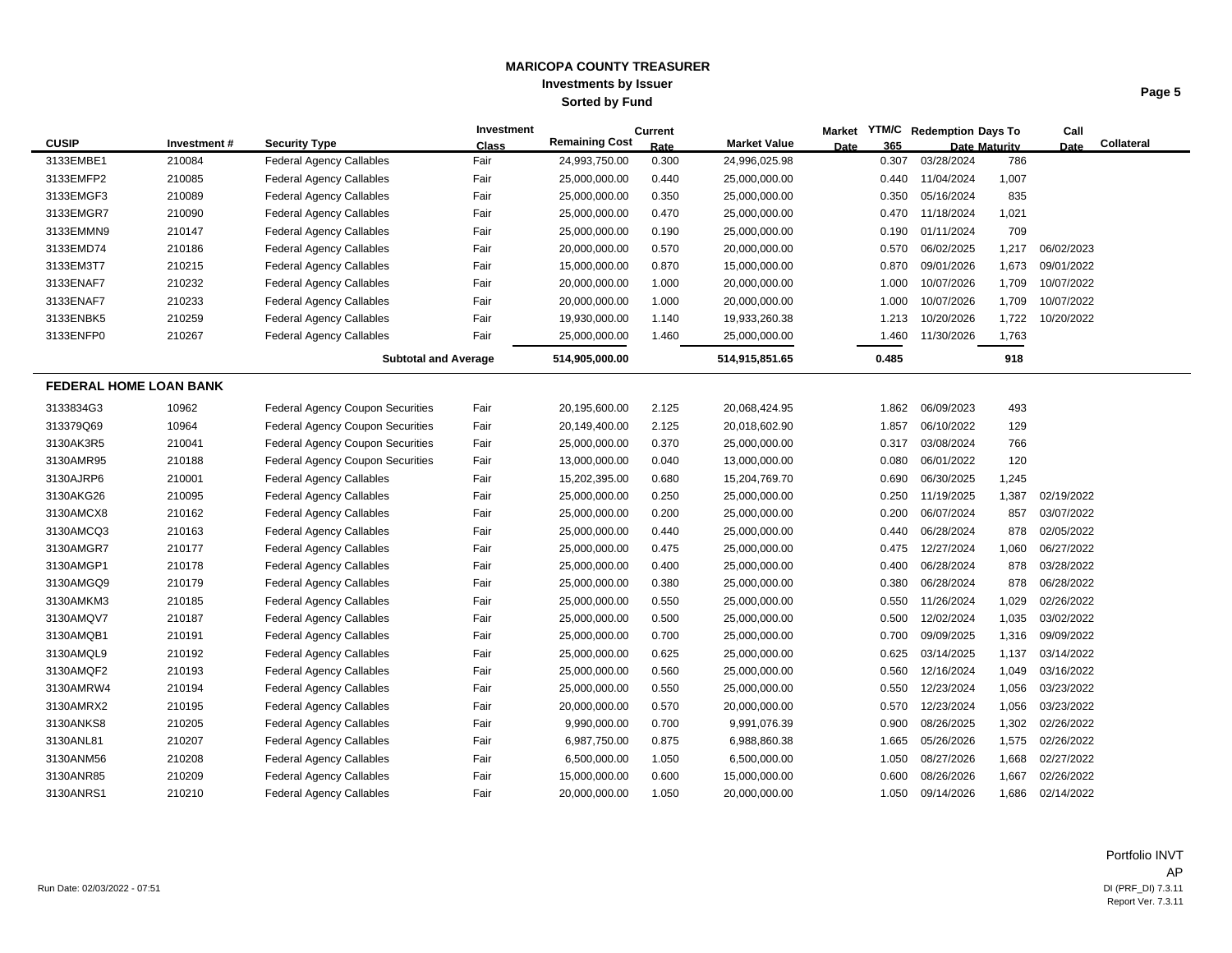# MARICOPA COUNTY TREASURER
## Investments by Issuer
### Sorted by Fund

| CUSIP | Investment # | Security Type | Investment Class | Remaining Cost | Current Rate | Market Value | Market Date | YTM/C 365 | Redemption Date | Days To Maturity | Call Date | Collateral |
|---|---|---|---|---|---|---|---|---|---|---|---|---|
| 3133EMBE1 | 210084 | Federal Agency Callables | Fair | 24,993,750.00 | 0.300 | 24,996,025.98 | | 0.307 | 03/28/2024 | 786 | | |
| 3133EMFP2 | 210085 | Federal Agency Callables | Fair | 25,000,000.00 | 0.440 | 25,000,000.00 | | 0.440 | 11/04/2024 | 1,007 | | |
| 3133EMGF3 | 210089 | Federal Agency Callables | Fair | 25,000,000.00 | 0.350 | 25,000,000.00 | | 0.350 | 05/16/2024 | 835 | | |
| 3133EMGR7 | 210090 | Federal Agency Callables | Fair | 25,000,000.00 | 0.470 | 25,000,000.00 | | 0.470 | 11/18/2024 | 1,021 | | |
| 3133EMMN9 | 210147 | Federal Agency Callables | Fair | 25,000,000.00 | 0.190 | 25,000,000.00 | | 0.190 | 01/11/2024 | 709 | | |
| 3133EMD74 | 210186 | Federal Agency Callables | Fair | 20,000,000.00 | 0.570 | 20,000,000.00 | | 0.570 | 06/02/2025 | 1,217 | 06/02/2023 | |
| 3133EM3T7 | 210215 | Federal Agency Callables | Fair | 15,000,000.00 | 0.870 | 15,000,000.00 | | 0.870 | 09/01/2026 | 1,673 | 09/01/2022 | |
| 3133ENAF7 | 210232 | Federal Agency Callables | Fair | 20,000,000.00 | 1.000 | 20,000,000.00 | | 1.000 | 10/07/2026 | 1,709 | 10/07/2022 | |
| 3133ENAF7 | 210233 | Federal Agency Callables | Fair | 20,000,000.00 | 1.000 | 20,000,000.00 | | 1.000 | 10/07/2026 | 1,709 | 10/07/2022 | |
| 3133ENBK5 | 210259 | Federal Agency Callables | Fair | 19,930,000.00 | 1.140 | 19,933,260.38 | | 1.213 | 10/20/2026 | 1,722 | 10/20/2022 | |
| 3133ENFP0 | 210267 | Federal Agency Callables | Fair | 25,000,000.00 | 1.460 | 25,000,000.00 | | 1.460 | 11/30/2026 | 1,763 | | |
| | | **Subtotal and Average** | | **514,905,000.00** | | **514,915,851.65** | | **0.485** | | **918** | | |

## FEDERAL HOME LOAN BANK

| CUSIP | Investment # | Security Type | Investment Class | Remaining Cost | Current Rate | Market Value | Market Date | YTM/C 365 | Redemption Date | Days To Maturity | Call Date | Collateral |
|---|---|---|---|---|---|---|---|---|---|---|---|---|
| 3133834G3 | 10962 | Federal Agency Coupon Securities | Fair | 20,195,600.00 | 2.125 | 20,068,424.95 | | 1.862 | 06/09/2023 | 493 | | |
| 313379Q69 | 10964 | Federal Agency Coupon Securities | Fair | 20,149,400.00 | 2.125 | 20,018,602.90 | | 1.857 | 06/10/2022 | 129 | | |
| 3130AK3R5 | 210041 | Federal Agency Coupon Securities | Fair | 25,000,000.00 | 0.370 | 25,000,000.00 | | 0.317 | 03/08/2024 | 766 | | |
| 3130AMR95 | 210188 | Federal Agency Coupon Securities | Fair | 13,000,000.00 | 0.040 | 13,000,000.00 | | 0.080 | 06/01/2022 | 120 | | |
| 3130AJRP6 | 210001 | Federal Agency Callables | Fair | 15,202,395.00 | 0.680 | 15,204,769.70 | | 0.690 | 06/30/2025 | 1,245 | | |
| 3130AKG26 | 210095 | Federal Agency Callables | Fair | 25,000,000.00 | 0.250 | 25,000,000.00 | | 0.250 | 11/19/2025 | 1,387 | 02/19/2022 | |
| 3130AMCX8 | 210162 | Federal Agency Callables | Fair | 25,000,000.00 | 0.200 | 25,000,000.00 | | 0.200 | 06/07/2024 | 857 | 03/07/2022 | |
| 3130AMCQ3 | 210163 | Federal Agency Callables | Fair | 25,000,000.00 | 0.440 | 25,000,000.00 | | 0.440 | 06/28/2024 | 878 | 02/05/2022 | |
| 3130AMGR7 | 210177 | Federal Agency Callables | Fair | 25,000,000.00 | 0.475 | 25,000,000.00 | | 0.475 | 12/27/2024 | 1,060 | 06/27/2022 | |
| 3130AMGP1 | 210178 | Federal Agency Callables | Fair | 25,000,000.00 | 0.400 | 25,000,000.00 | | 0.400 | 06/28/2024 | 878 | 03/28/2022 | |
| 3130AMGQ9 | 210179 | Federal Agency Callables | Fair | 25,000,000.00 | 0.380 | 25,000,000.00 | | 0.380 | 06/28/2024 | 878 | 06/28/2022 | |
| 3130AMKM3 | 210185 | Federal Agency Callables | Fair | 25,000,000.00 | 0.550 | 25,000,000.00 | | 0.550 | 11/26/2024 | 1,029 | 02/26/2022 | |
| 3130AMQV7 | 210187 | Federal Agency Callables | Fair | 25,000,000.00 | 0.500 | 25,000,000.00 | | 0.500 | 12/02/2024 | 1,035 | 03/02/2022 | |
| 3130AMQB1 | 210191 | Federal Agency Callables | Fair | 25,000,000.00 | 0.700 | 25,000,000.00 | | 0.700 | 09/09/2025 | 1,316 | 09/09/2022 | |
| 3130AMQL9 | 210192 | Federal Agency Callables | Fair | 25,000,000.00 | 0.625 | 25,000,000.00 | | 0.625 | 03/14/2025 | 1,137 | 03/14/2022 | |
| 3130AMQF2 | 210193 | Federal Agency Callables | Fair | 25,000,000.00 | 0.560 | 25,000,000.00 | | 0.560 | 12/16/2024 | 1,049 | 03/16/2022 | |
| 3130AMRW4 | 210194 | Federal Agency Callables | Fair | 25,000,000.00 | 0.550 | 25,000,000.00 | | 0.550 | 12/23/2024 | 1,056 | 03/23/2022 | |
| 3130AMRX2 | 210195 | Federal Agency Callables | Fair | 20,000,000.00 | 0.570 | 20,000,000.00 | | 0.570 | 12/23/2024 | 1,056 | 03/23/2022 | |
| 3130ANKS8 | 210205 | Federal Agency Callables | Fair | 9,990,000.00 | 0.700 | 9,991,076.39 | | 0.900 | 08/26/2025 | 1,302 | 02/26/2022 | |
| 3130ANL81 | 210207 | Federal Agency Callables | Fair | 6,987,750.00 | 0.875 | 6,988,860.38 | | 1.665 | 05/26/2026 | 1,575 | 02/26/2022 | |
| 3130ANM56 | 210208 | Federal Agency Callables | Fair | 6,500,000.00 | 1.050 | 6,500,000.00 | | 1.050 | 08/27/2026 | 1,668 | 02/27/2022 | |
| 3130ANR85 | 210209 | Federal Agency Callables | Fair | 15,000,000.00 | 0.600 | 15,000,000.00 | | 0.600 | 08/26/2026 | 1,667 | 02/26/2022 | |
| 3130ANRS1 | 210210 | Federal Agency Callables | Fair | 20,000,000.00 | 1.050 | 20,000,000.00 | | 1.050 | 09/14/2026 | 1,686 | 02/14/2022 | |

Run Date: 02/03/2022 - 07:51

Portfolio INVT
AP
DI (PRF_DI) 7.3.11
Report Ver. 7.3.11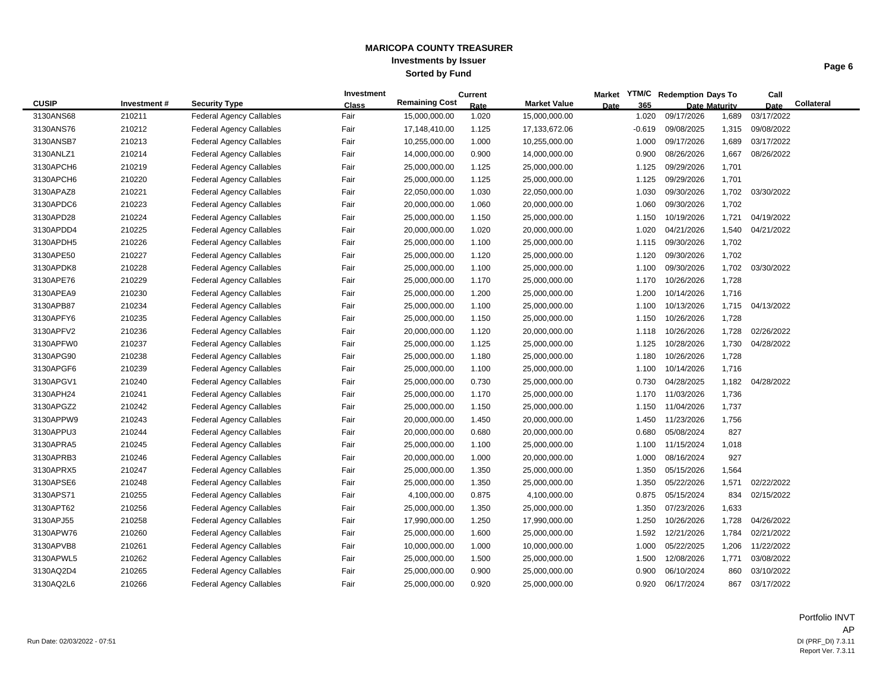# MARICOPA COUNTY TREASURER
## Investments by Issuer
### Sorted by Fund

| CUSIP | Investment # | Security Type | Investment Class | Remaining Cost | Current Rate | Market Value | Market Date | YTM/C 365 | Redemption Date | Days To Maturity | Call Date | Collateral |
|---|---|---|---|---|---|---|---|---|---|---|---|---|
| 3130ANS68 | 210211 | Federal Agency Callables | Fair | 15,000,000.00 | 1.020 | 15,000,000.00 | | 1.020 | 09/17/2026 | 1,689 | 03/17/2022 | |
| 3130ANS76 | 210212 | Federal Agency Callables | Fair | 17,148,410.00 | 1.125 | 17,133,672.06 | | -0.619 | 09/08/2025 | 1,315 | 09/08/2022 | |
| 3130ANSB7 | 210213 | Federal Agency Callables | Fair | 10,255,000.00 | 1.000 | 10,255,000.00 | | 1.000 | 09/17/2026 | 1,689 | 03/17/2022 | |
| 3130ANLZ1 | 210214 | Federal Agency Callables | Fair | 14,000,000.00 | 0.900 | 14,000,000.00 | | 0.900 | 08/26/2026 | 1,667 | 08/26/2022 | |
| 3130APCH6 | 210219 | Federal Agency Callables | Fair | 25,000,000.00 | 1.125 | 25,000,000.00 | | 1.125 | 09/29/2026 | 1,701 | | |
| 3130APCH6 | 210220 | Federal Agency Callables | Fair | 25,000,000.00 | 1.125 | 25,000,000.00 | | 1.125 | 09/29/2026 | 1,701 | | |
| 3130APAZ8 | 210221 | Federal Agency Callables | Fair | 22,050,000.00 | 1.030 | 22,050,000.00 | | 1.030 | 09/30/2026 | 1,702 | 03/30/2022 | |
| 3130APDC6 | 210223 | Federal Agency Callables | Fair | 20,000,000.00 | 1.060 | 20,000,000.00 | | 1.060 | 09/30/2026 | 1,702 | | |
| 3130APD28 | 210224 | Federal Agency Callables | Fair | 25,000,000.00 | 1.150 | 25,000,000.00 | | 1.150 | 10/19/2026 | 1,721 | 04/19/2022 | |
| 3130APDD4 | 210225 | Federal Agency Callables | Fair | 20,000,000.00 | 1.020 | 20,000,000.00 | | 1.020 | 04/21/2026 | 1,540 | 04/21/2022 | |
| 3130APDH5 | 210226 | Federal Agency Callables | Fair | 25,000,000.00 | 1.100 | 25,000,000.00 | | 1.115 | 09/30/2026 | 1,702 | | |
| 3130APE50 | 210227 | Federal Agency Callables | Fair | 25,000,000.00 | 1.120 | 25,000,000.00 | | 1.120 | 09/30/2026 | 1,702 | | |
| 3130APDK8 | 210228 | Federal Agency Callables | Fair | 25,000,000.00 | 1.100 | 25,000,000.00 | | 1.100 | 09/30/2026 | 1,702 | 03/30/2022 | |
| 3130APE76 | 210229 | Federal Agency Callables | Fair | 25,000,000.00 | 1.170 | 25,000,000.00 | | 1.170 | 10/26/2026 | 1,728 | | |
| 3130APEA9 | 210230 | Federal Agency Callables | Fair | 25,000,000.00 | 1.200 | 25,000,000.00 | | 1.200 | 10/14/2026 | 1,716 | | |
| 3130APB87 | 210234 | Federal Agency Callables | Fair | 25,000,000.00 | 1.100 | 25,000,000.00 | | 1.100 | 10/13/2026 | 1,715 | 04/13/2022 | |
| 3130APFY6 | 210235 | Federal Agency Callables | Fair | 25,000,000.00 | 1.150 | 25,000,000.00 | | 1.150 | 10/26/2026 | 1,728 | | |
| 3130APFV2 | 210236 | Federal Agency Callables | Fair | 20,000,000.00 | 1.120 | 20,000,000.00 | | 1.118 | 10/26/2026 | 1,728 | 02/26/2022 | |
| 3130APFW0 | 210237 | Federal Agency Callables | Fair | 25,000,000.00 | 1.125 | 25,000,000.00 | | 1.125 | 10/28/2026 | 1,730 | 04/28/2022 | |
| 3130APG90 | 210238 | Federal Agency Callables | Fair | 25,000,000.00 | 1.180 | 25,000,000.00 | | 1.180 | 10/26/2026 | 1,728 | | |
| 3130APGF6 | 210239 | Federal Agency Callables | Fair | 25,000,000.00 | 1.100 | 25,000,000.00 | | 1.100 | 10/14/2026 | 1,716 | | |
| 3130APGV1 | 210240 | Federal Agency Callables | Fair | 25,000,000.00 | 0.730 | 25,000,000.00 | | 0.730 | 04/28/2025 | 1,182 | 04/28/2022 | |
| 3130APH24 | 210241 | Federal Agency Callables | Fair | 25,000,000.00 | 1.170 | 25,000,000.00 | | 1.170 | 11/03/2026 | 1,736 | | |
| 3130APGZ2 | 210242 | Federal Agency Callables | Fair | 25,000,000.00 | 1.150 | 25,000,000.00 | | 1.150 | 11/04/2026 | 1,737 | | |
| 3130APPW9 | 210243 | Federal Agency Callables | Fair | 20,000,000.00 | 1.450 | 20,000,000.00 | | 1.450 | 11/23/2026 | 1,756 | | |
| 3130APPU3 | 210244 | Federal Agency Callables | Fair | 20,000,000.00 | 0.680 | 20,000,000.00 | | 0.680 | 05/08/2024 | 827 | | |
| 3130APRA5 | 210245 | Federal Agency Callables | Fair | 25,000,000.00 | 1.100 | 25,000,000.00 | | 1.100 | 11/15/2024 | 1,018 | | |
| 3130APRB3 | 210246 | Federal Agency Callables | Fair | 20,000,000.00 | 1.000 | 20,000,000.00 | | 1.000 | 08/16/2024 | 927 | | |
| 3130APRX5 | 210247 | Federal Agency Callables | Fair | 25,000,000.00 | 1.350 | 25,000,000.00 | | 1.350 | 05/15/2026 | 1,564 | | |
| 3130APSE6 | 210248 | Federal Agency Callables | Fair | 25,000,000.00 | 1.350 | 25,000,000.00 | | 1.350 | 05/22/2026 | 1,571 | 02/22/2022 | |
| 3130APS71 | 210255 | Federal Agency Callables | Fair | 4,100,000.00 | 0.875 | 4,100,000.00 | | 0.875 | 05/15/2024 | 834 | 02/15/2022 | |
| 3130APT62 | 210256 | Federal Agency Callables | Fair | 25,000,000.00 | 1.350 | 25,000,000.00 | | 1.350 | 07/23/2026 | 1,633 | | |
| 3130APJ55 | 210258 | Federal Agency Callables | Fair | 17,990,000.00 | 1.250 | 17,990,000.00 | | 1.250 | 10/26/2026 | 1,728 | 04/26/2022 | |
| 3130APW76 | 210260 | Federal Agency Callables | Fair | 25,000,000.00 | 1.600 | 25,000,000.00 | | 1.592 | 12/21/2026 | 1,784 | 02/21/2022 | |
| 3130APVB8 | 210261 | Federal Agency Callables | Fair | 10,000,000.00 | 1.000 | 10,000,000.00 | | 1.000 | 05/22/2025 | 1,206 | 11/22/2022 | |
| 3130APWL5 | 210262 | Federal Agency Callables | Fair | 25,000,000.00 | 1.500 | 25,000,000.00 | | 1.500 | 12/08/2026 | 1,771 | 03/08/2022 | |
| 3130AQ2D4 | 210265 | Federal Agency Callables | Fair | 25,000,000.00 | 0.900 | 25,000,000.00 | | 0.900 | 06/10/2024 | 860 | 03/10/2022 | |
| 3130AQ2L6 | 210266 | Federal Agency Callables | Fair | 25,000,000.00 | 0.920 | 25,000,000.00 | | 0.920 | 06/17/2024 | 867 | 03/17/2022 | |

Portfolio INVT
AP

Run Date: 02/03/2022 - 07:51

DI (PRF_DI) 7.3.11
Report Ver. 7.3.11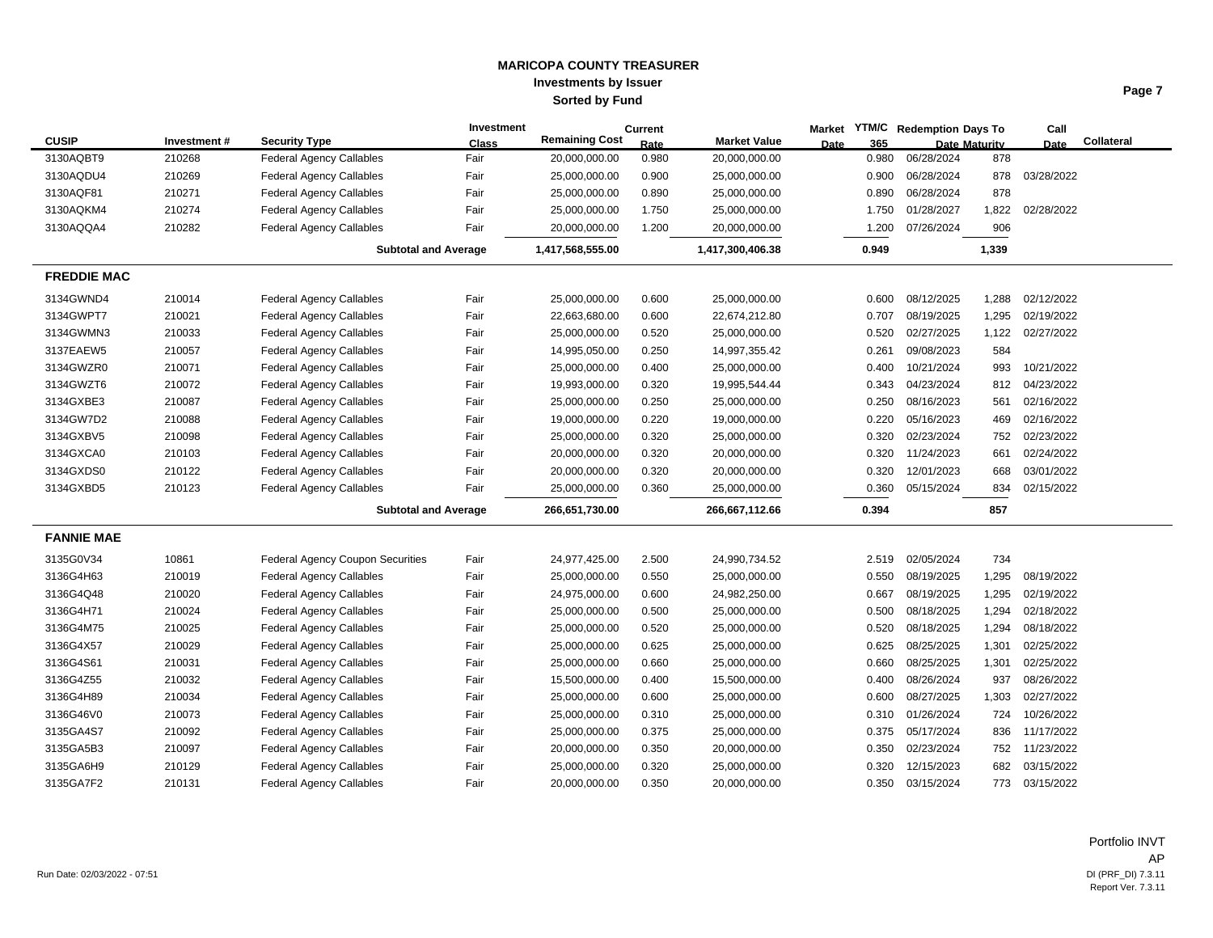**MARICOPA COUNTY TREASURER**
**Investments by Issuer**
**Sorted by Fund**

| CUSIP | Investment # | Security Type | Investment Class | Remaining Cost | Current Rate | Market Value | Market Date | YTM/C 365 | Redemption Date | Days To Maturity | Call Date | Collateral |
|---|---|---|---|---|---|---|---|---|---|---|---|---|
| 3130AQBT9 | 210268 | Federal Agency Callables | Fair | 20,000,000.00 | 0.980 | 20,000,000.00 | | 0.980 | 06/28/2024 | 878 | | |
| 3130AQDU4 | 210269 | Federal Agency Callables | Fair | 25,000,000.00 | 0.900 | 25,000,000.00 | | 0.900 | 06/28/2024 | 878 | 03/28/2022 | |
| 3130AQF81 | 210271 | Federal Agency Callables | Fair | 25,000,000.00 | 0.890 | 25,000,000.00 | | 0.890 | 06/28/2024 | 878 | | |
| 3130AQKM4 | 210274 | Federal Agency Callables | Fair | 25,000,000.00 | 1.750 | 25,000,000.00 | | 1.750 | 01/28/2027 | 1,822 | 02/28/2022 | |
| 3130AQQA4 | 210282 | Federal Agency Callables | Fair | 20,000,000.00 | 1.200 | 20,000,000.00 | | 1.200 | 07/26/2024 | 906 | | |
| | | **Subtotal and Average** | | **1,417,568,555.00** | | **1,417,300,406.38** | | **0.949** | | **1,339** | | |
| **FREDDIE MAC** | | | | | | | | | | | | |
| 3134GWND4 | 210014 | Federal Agency Callables | Fair | 25,000,000.00 | 0.600 | 25,000,000.00 | | 0.600 | 08/12/2025 | 1,288 | 02/12/2022 | |
| 3134GWPT7 | 210021 | Federal Agency Callables | Fair | 22,663,680.00 | 0.600 | 22,674,212.80 | | 0.707 | 08/19/2025 | 1,295 | 02/19/2022 | |
| 3134GWMN3 | 210033 | Federal Agency Callables | Fair | 25,000,000.00 | 0.520 | 25,000,000.00 | | 0.520 | 02/27/2025 | 1,122 | 02/27/2022 | |
| 3137EAEW5 | 210057 | Federal Agency Callables | Fair | 14,995,050.00 | 0.250 | 14,997,355.42 | | 0.261 | 09/08/2023 | 584 | | |
| 3134GWZR0 | 210071 | Federal Agency Callables | Fair | 25,000,000.00 | 0.400 | 25,000,000.00 | | 0.400 | 10/21/2024 | 993 | 10/21/2022 | |
| 3134GWZT6 | 210072 | Federal Agency Callables | Fair | 19,993,000.00 | 0.320 | 19,995,544.44 | | 0.343 | 04/23/2024 | 812 | 04/23/2022 | |
| 3134GXBE3 | 210087 | Federal Agency Callables | Fair | 25,000,000.00 | 0.250 | 25,000,000.00 | | 0.250 | 08/16/2023 | 561 | 02/16/2022 | |
| 3134GW7D2 | 210088 | Federal Agency Callables | Fair | 19,000,000.00 | 0.220 | 19,000,000.00 | | 0.220 | 05/16/2023 | 469 | 02/16/2022 | |
| 3134GXBV5 | 210098 | Federal Agency Callables | Fair | 25,000,000.00 | 0.320 | 25,000,000.00 | | 0.320 | 02/23/2024 | 752 | 02/23/2022 | |
| 3134GXCA0 | 210103 | Federal Agency Callables | Fair | 20,000,000.00 | 0.320 | 20,000,000.00 | | 0.320 | 11/24/2023 | 661 | 02/24/2022 | |
| 3134GXDS0 | 210122 | Federal Agency Callables | Fair | 20,000,000.00 | 0.320 | 20,000,000.00 | | 0.320 | 12/01/2023 | 668 | 03/01/2022 | |
| 3134GXBD5 | 210123 | Federal Agency Callables | Fair | 25,000,000.00 | 0.360 | 25,000,000.00 | | 0.360 | 05/15/2024 | 834 | 02/15/2022 | |
| | | **Subtotal and Average** | | **266,651,730.00** | | **266,667,112.66** | | **0.394** | | **857** | | |
| **FANNIE MAE** | | | | | | | | | | | | |
| 3135G0V34 | 10861 | Federal Agency Coupon Securities | Fair | 24,977,425.00 | 2.500 | 24,990,734.52 | | 2.519 | 02/05/2024 | 734 | | |
| 3136G4H63 | 210019 | Federal Agency Callables | Fair | 25,000,000.00 | 0.550 | 25,000,000.00 | | 0.550 | 08/19/2025 | 1,295 | 08/19/2022 | |
| 3136G4Q48 | 210020 | Federal Agency Callables | Fair | 24,975,000.00 | 0.600 | 24,982,250.00 | | 0.667 | 08/19/2025 | 1,295 | 02/19/2022 | |
| 3136G4H71 | 210024 | Federal Agency Callables | Fair | 25,000,000.00 | 0.500 | 25,000,000.00 | | 0.500 | 08/18/2025 | 1,294 | 02/18/2022 | |
| 3136G4M75 | 210025 | Federal Agency Callables | Fair | 25,000,000.00 | 0.520 | 25,000,000.00 | | 0.520 | 08/18/2025 | 1,294 | 08/18/2022 | |
| 3136G4X57 | 210029 | Federal Agency Callables | Fair | 25,000,000.00 | 0.625 | 25,000,000.00 | | 0.625 | 08/25/2025 | 1,301 | 02/25/2022 | |
| 3136G4S61 | 210031 | Federal Agency Callables | Fair | 25,000,000.00 | 0.660 | 25,000,000.00 | | 0.660 | 08/25/2025 | 1,301 | 02/25/2022 | |
| 3136G4Z55 | 210032 | Federal Agency Callables | Fair | 15,500,000.00 | 0.400 | 15,500,000.00 | | 0.400 | 08/26/2024 | 937 | 08/26/2022 | |
| 3136G4H89 | 210034 | Federal Agency Callables | Fair | 25,000,000.00 | 0.600 | 25,000,000.00 | | 0.600 | 08/27/2025 | 1,303 | 02/27/2022 | |
| 3136G46V0 | 210073 | Federal Agency Callables | Fair | 25,000,000.00 | 0.310 | 25,000,000.00 | | 0.310 | 01/26/2024 | 724 | 10/26/2022 | |
| 3135GA4S7 | 210092 | Federal Agency Callables | Fair | 25,000,000.00 | 0.375 | 25,000,000.00 | | 0.375 | 05/17/2024 | 836 | 11/17/2022 | |
| 3135GA5B3 | 210097 | Federal Agency Callables | Fair | 20,000,000.00 | 0.350 | 20,000,000.00 | | 0.350 | 02/23/2024 | 752 | 11/23/2022 | |
| 3135GA6H9 | 210129 | Federal Agency Callables | Fair | 25,000,000.00 | 0.320 | 25,000,000.00 | | 0.320 | 12/15/2023 | 682 | 03/15/2022 | |
| 3135GA7F2 | 210131 | Federal Agency Callables | Fair | 20,000,000.00 | 0.350 | 20,000,000.00 | | 0.350 | 03/15/2024 | 773 | 03/15/2022 | |

Portfolio INVT
AP

Run Date: 02/03/2022 - 07:51

DI (PRF_DI) 7.3.11
Report Ver. 7.3.11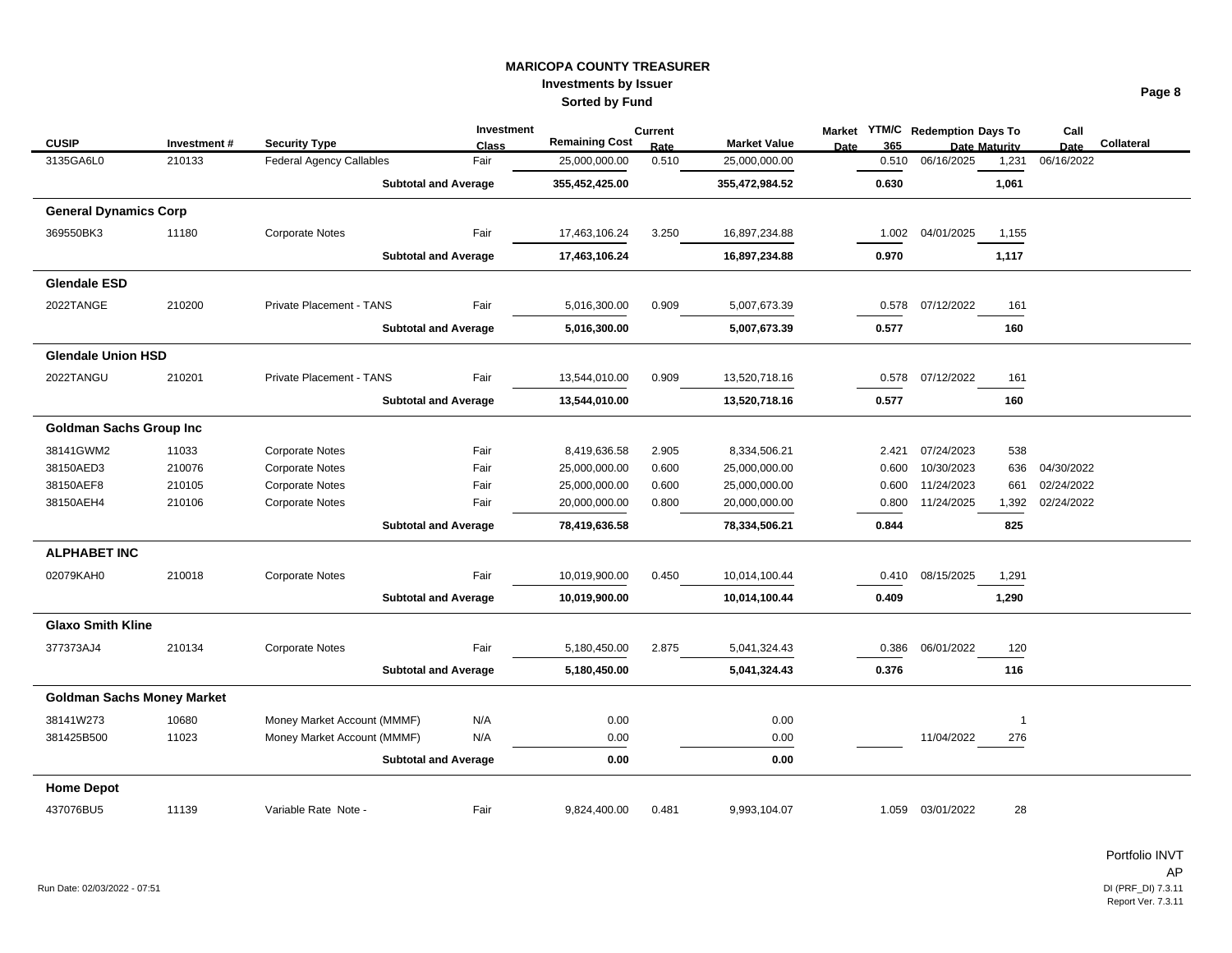# MARICOPA COUNTY TREASURER

## Investments by Issuer

### Sorted by Fund

| CUSIP | Investment # | Security Type | Investment Class | Remaining Cost | Current Rate | Market Value | Market Date | YTM/C 365 | Redemption Date | Days To Maturity | Call Date | Collateral |
|---|---|---|---|---|---|---|---|---|---|---|---|---|
| 3135GA6L0 | 210133 | Federal Agency Callables | Fair | 25,000,000.00 | 0.510 | 25,000,000.00 | | 0.510 | 06/16/2025 | 1,231 | 06/16/2022 | |
| | | Subtotal and Average | | **355,452,425.00** | | **355,472,984.52** | | **0.630** | | **1,061** | | |
| **General Dynamics Corp** | | | | | | | | | | | | |
| 369550BK3 | 11180 | Corporate Notes | Fair | 17,463,106.24 | 3.250 | 16,897,234.88 | | 1.002 | 04/01/2025 | 1,155 | | |
| | | Subtotal and Average | | **17,463,106.24** | | **16,897,234.88** | | **0.970** | | **1,117** | | |
| **Glendale ESD** | | | | | | | | | | | | |
| 2022TANGE | 210200 | Private Placement - TANS | Fair | 5,016,300.00 | 0.909 | 5,007,673.39 | | 0.578 | 07/12/2022 | 161 | | |
| | | Subtotal and Average | | **5,016,300.00** | | **5,007,673.39** | | **0.577** | | **160** | | |
| **Glendale Union HSD** | | | | | | | | | | | | |
| 2022TANGU | 210201 | Private Placement - TANS | Fair | 13,544,010.00 | 0.909 | 13,520,718.16 | | 0.578 | 07/12/2022 | 161 | | |
| | | Subtotal and Average | | **13,544,010.00** | | **13,520,718.16** | | **0.577** | | **160** | | |
| **Goldman Sachs Group Inc** | | | | | | | | | | | | |
| 38141GWM2 | 11033 | Corporate Notes | Fair | 8,419,636.58 | 2.905 | 8,334,506.21 | | 2.421 | 07/24/2023 | 538 | | |
| 38150AED3 | 210076 | Corporate Notes | Fair | 25,000,000.00 | 0.600 | 25,000,000.00 | | 0.600 | 10/30/2023 | 636 | 04/30/2022 | |
| 38150AEF8 | 210105 | Corporate Notes | Fair | 25,000,000.00 | 0.600 | 25,000,000.00 | | 0.600 | 11/24/2023 | 661 | 02/24/2022 | |
| 38150AEH4 | 210106 | Corporate Notes | Fair | 20,000,000.00 | 0.800 | 20,000,000.00 | | 0.800 | 11/24/2025 | 1,392 | 02/24/2022 | |
| | | Subtotal and Average | | **78,419,636.58** | | **78,334,506.21** | | **0.844** | | **825** | | |
| **ALPHABET INC** | | | | | | | | | | | | |
| 02079KAH0 | 210018 | Corporate Notes | Fair | 10,019,900.00 | 0.450 | 10,014,100.44 | | 0.410 | 08/15/2025 | 1,291 | | |
| | | Subtotal and Average | | **10,019,900.00** | | **10,014,100.44** | | **0.409** | | **1,290** | | |
| **Glaxo Smith Kline** | | | | | | | | | | | | |
| 377373AJ4 | 210134 | Corporate Notes | Fair | 5,180,450.00 | 2.875 | 5,041,324.43 | | 0.386 | 06/01/2022 | 120 | | |
| | | Subtotal and Average | | **5,180,450.00** | | **5,041,324.43** | | **0.376** | | **116** | | |
| **Goldman Sachs Money Market** | | | | | | | | | | | | |
| 38141W273 | 10680 | Money Market Account (MMMF) | N/A | 0.00 | | 0.00 | | | | 1 | | |
| 381425B500 | 11023 | Money Market Account (MMMF) | N/A | 0.00 | | 0.00 | | | 11/04/2022 | 276 | | |
| | | Subtotal and Average | | **0.00** | | **0.00** | | | | | | |
| **Home Depot** | | | | | | | | | | | | |
| 437076BU5 | 11139 | Variable Rate Note - | Fair | 9,824,400.00 | 0.481 | 9,993,104.07 | | 1.059 | 03/01/2022 | 28 | | |

Run Date: 02/03/2022 - 07:51

Portfolio INVT
AP
DI (PRF_DI) 7.3.11
Report Ver. 7.3.11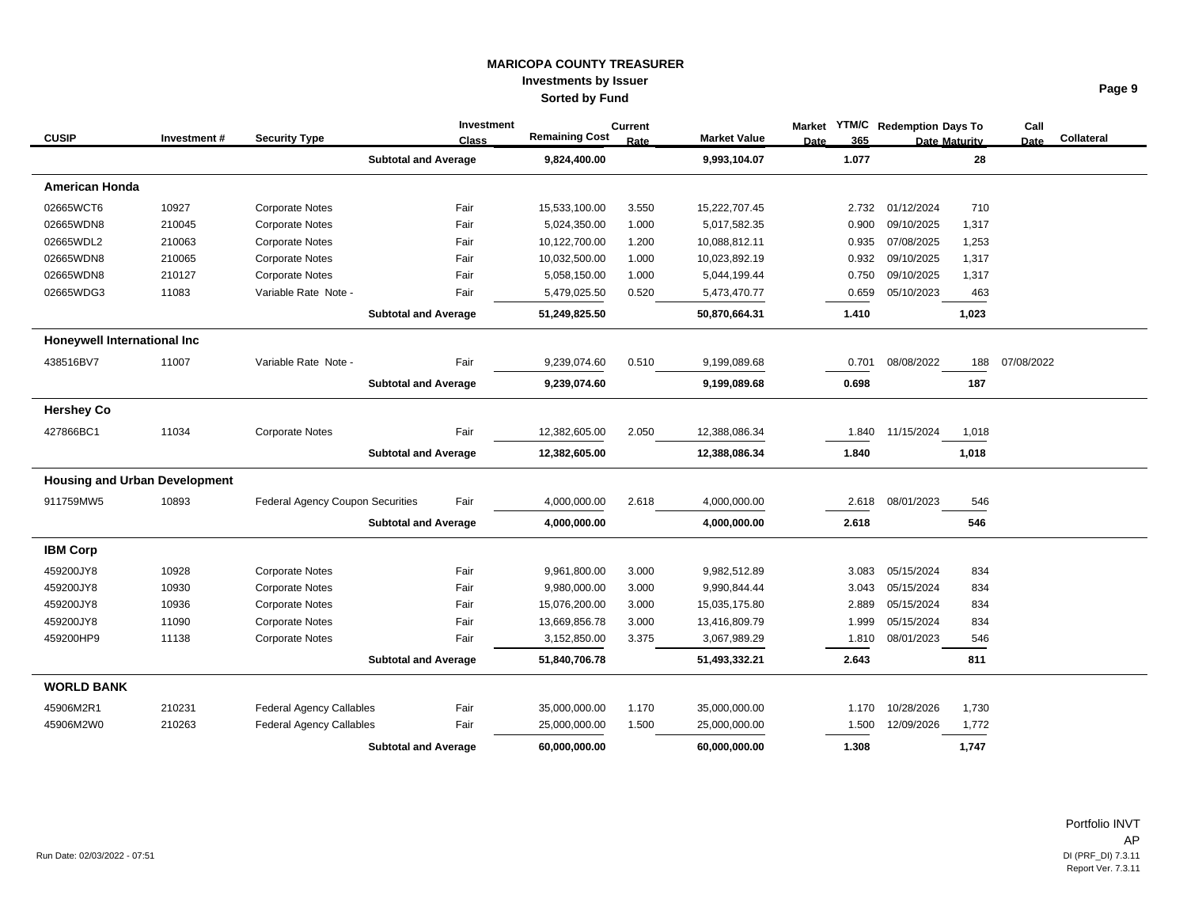# MARICOPA COUNTY TREASURER

## Investments by Issuer

### Sorted by Fund

| CUSIP | Investment # | Security Type | Investment Class | Remaining Cost | Current Rate | Market Value | Market Date | YTM/C 365 | Redemption Date | Days To Maturity | Call Date | Collateral |
|---|---|---|---|---|---|---|---|---|---|---|---|---|
| | | **Subtotal and Average** | | **9,824,400.00** | | **9,993,104.07** | | **1.077** | | **28** | | |
| **American Honda** | | | | | | | | | | | | |
| 02665WCT6 | 10927 | Corporate Notes | Fair | 15,533,100.00 | 3.550 | 15,222,707.45 | | 2.732 | 01/12/2024 | 710 | | |
| 02665WDN8 | 210045 | Corporate Notes | Fair | 5,024,350.00 | 1.000 | 5,017,582.35 | | 0.900 | 09/10/2025 | 1,317 | | |
| 02665WDL2 | 210063 | Corporate Notes | Fair | 10,122,700.00 | 1.200 | 10,088,812.11 | | 0.935 | 07/08/2025 | 1,253 | | |
| 02665WDN8 | 210065 | Corporate Notes | Fair | 10,032,500.00 | 1.000 | 10,023,892.19 | | 0.932 | 09/10/2025 | 1,317 | | |
| 02665WDN8 | 210127 | Corporate Notes | Fair | 5,058,150.00 | 1.000 | 5,044,199.44 | | 0.750 | 09/10/2025 | 1,317 | | |
| 02665WDG3 | 11083 | Variable Rate Note - | Fair | 5,479,025.50 | 0.520 | 5,473,470.77 | | 0.659 | 05/10/2023 | 463 | | |
| | | **Subtotal and Average** | | **51,249,825.50** | | **50,870,664.31** | | **1.410** | | **1,023** | | |
| **Honeywell International Inc** | | | | | | | | | | | | |
| 438516BV7 | 11007 | Variable Rate Note - | Fair | 9,239,074.60 | 0.510 | 9,199,089.68 | | 0.701 | 08/08/2022 | 188 | 07/08/2022 | |
| | | **Subtotal and Average** | | **9,239,074.60** | | **9,199,089.68** | | **0.698** | | **187** | | |
| **Hershey Co** | | | | | | | | | | | | |
| 427866BC1 | 11034 | Corporate Notes | Fair | 12,382,605.00 | 2.050 | 12,388,086.34 | | 1.840 | 11/15/2024 | 1,018 | | |
| | | **Subtotal and Average** | | **12,382,605.00** | | **12,388,086.34** | | **1.840** | | **1,018** | | |
| **Housing and Urban Development** | | | | | | | | | | | | |
| 911759MW5 | 10893 | Federal Agency Coupon Securities | Fair | 4,000,000.00 | 2.618 | 4,000,000.00 | | 2.618 | 08/01/2023 | 546 | | |
| | | **Subtotal and Average** | | **4,000,000.00** | | **4,000,000.00** | | **2.618** | | **546** | | |
| **IBM Corp** | | | | | | | | | | | | |
| 459200JY8 | 10928 | Corporate Notes | Fair | 9,961,800.00 | 3.000 | 9,982,512.89 | | 3.083 | 05/15/2024 | 834 | | |
| 459200JY8 | 10930 | Corporate Notes | Fair | 9,980,000.00 | 3.000 | 9,990,844.44 | | 3.043 | 05/15/2024 | 834 | | |
| 459200JY8 | 10936 | Corporate Notes | Fair | 15,076,200.00 | 3.000 | 15,035,175.80 | | 2.889 | 05/15/2024 | 834 | | |
| 459200JY8 | 11090 | Corporate Notes | Fair | 13,669,856.78 | 3.000 | 13,416,809.79 | | 1.999 | 05/15/2024 | 834 | | |
| 459200HP9 | 11138 | Corporate Notes | Fair | 3,152,850.00 | 3.375 | 3,067,989.29 | | 1.810 | 08/01/2023 | 546 | | |
| | | **Subtotal and Average** | | **51,840,706.78** | | **51,493,332.21** | | **2.643** | | **811** | | |
| **WORLD BANK** | | | | | | | | | | | | |
| 45906M2R1 | 210231 | Federal Agency Callables | Fair | 35,000,000.00 | 1.170 | 35,000,000.00 | | 1.170 | 10/28/2026 | 1,730 | | |
| 45906M2W0 | 210263 | Federal Agency Callables | Fair | 25,000,000.00 | 1.500 | 25,000,000.00 | | 1.500 | 12/09/2026 | 1,772 | | |
| | | **Subtotal and Average** | | **60,000,000.00** | | **60,000,000.00** | | **1.308** | | **1,747** | | |

Run Date: 02/03/2022 - 07:51

Portfolio INVT
AP
DI (PRF_DI) 7.3.11
Report Ver. 7.3.11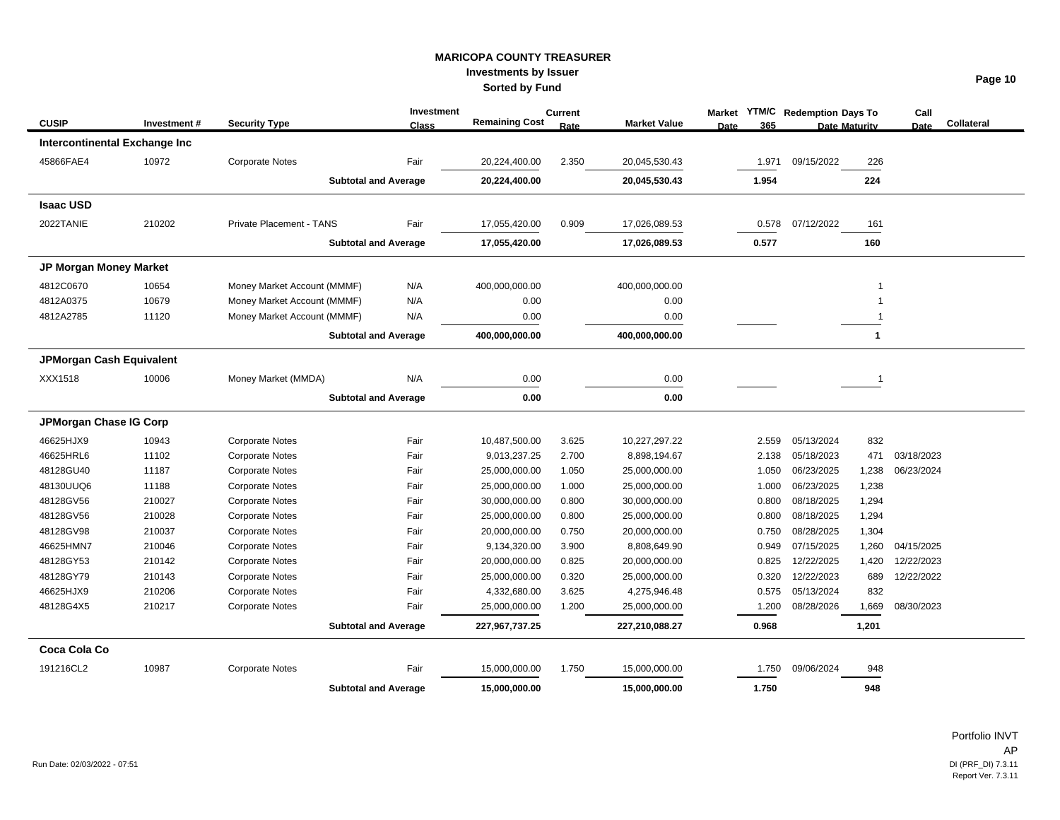# MARICOPA COUNTY TREASURER

## Investments by Issuer

### Sorted by Fund

| CUSIP | Investment # | Security Type | Investment Class | Remaining Cost | Current Rate | Market Value | Market Date | YTM/C 365 | Redemption Date | Days To Maturity | Call Date | Collateral |
|---|---|---|---|---|---|---|---|---|---|---|---|---|
| **Intercontinental Exchange Inc** | | | | | | | | | | | | |
| 45866FAE4 | 10972 | Corporate Notes | Fair | 20,224,400.00 | 2.350 | 20,045,530.43 | | 1.971 | 09/15/2022 | 226 | | |
| | | **Subtotal and Average** | | **20,224,400.00** | | **20,045,530.43** | | **1.954** | | **224** | | |
| **Isaac USD** | | | | | | | | | | | | |
| 2022TANIE | 210202 | Private Placement - TANS | Fair | 17,055,420.00 | 0.909 | 17,026,089.53 | | 0.578 | 07/12/2022 | 161 | | |
| | | **Subtotal and Average** | | **17,055,420.00** | | **17,026,089.53** | | **0.577** | | **160** | | |
| **JP Morgan Money Market** | | | | | | | | | | | | |
| 4812C0670 | 10654 | Money Market Account (MMMF) | N/A | 400,000,000.00 | | 400,000,000.00 | | | | 1 | | |
| 4812A0375 | 10679 | Money Market Account (MMMF) | N/A | 0.00 | | 0.00 | | | | 1 | | |
| 4812A2785 | 11120 | Money Market Account (MMMF) | N/A | 0.00 | | 0.00 | | | | 1 | | |
| | | **Subtotal and Average** | | **400,000,000.00** | | **400,000,000.00** | | | | **1** | | |
| **JPMorgan Cash Equivalent** | | | | | | | | | | | | |
| XXX1518 | 10006 | Money Market (MMDA) | N/A | 0.00 | | 0.00 | | | | 1 | | |
| | | **Subtotal and Average** | | **0.00** | | **0.00** | | | | | | |
| **JPMorgan Chase IG Corp** | | | | | | | | | | | | |
| 46625HJX9 | 10943 | Corporate Notes | Fair | 10,487,500.00 | 3.625 | 10,227,297.22 | | 2.559 | 05/13/2024 | 832 | | |
| 46625HRL6 | 11102 | Corporate Notes | Fair | 9,013,237.25 | 2.700 | 8,898,194.67 | | 2.138 | 05/18/2023 | 471 | 03/18/2023 | |
| 48128GU40 | 11187 | Corporate Notes | Fair | 25,000,000.00 | 1.050 | 25,000,000.00 | | 1.050 | 06/23/2025 | 1,238 | 06/23/2024 | |
| 48130UUQ6 | 11188 | Corporate Notes | Fair | 25,000,000.00 | 1.000 | 25,000,000.00 | | 1.000 | 06/23/2025 | 1,238 | | |
| 48128GV56 | 210027 | Corporate Notes | Fair | 30,000,000.00 | 0.800 | 30,000,000.00 | | 0.800 | 08/18/2025 | 1,294 | | |
| 48128GV56 | 210028 | Corporate Notes | Fair | 25,000,000.00 | 0.800 | 25,000,000.00 | | 0.800 | 08/18/2025 | 1,294 | | |
| 48128GV98 | 210037 | Corporate Notes | Fair | 20,000,000.00 | 0.750 | 20,000,000.00 | | 0.750 | 08/28/2025 | 1,304 | | |
| 46625HMN7 | 210046 | Corporate Notes | Fair | 9,134,320.00 | 3.900 | 8,808,649.90 | | 0.949 | 07/15/2025 | 1,260 | 04/15/2025 | |
| 48128GY53 | 210142 | Corporate Notes | Fair | 20,000,000.00 | 0.825 | 20,000,000.00 | | 0.825 | 12/22/2025 | 1,420 | 12/22/2023 | |
| 48128GY79 | 210143 | Corporate Notes | Fair | 25,000,000.00 | 0.320 | 25,000,000.00 | | 0.320 | 12/22/2023 | 689 | 12/22/2022 | |
| 46625HJX9 | 210206 | Corporate Notes | Fair | 4,332,680.00 | 3.625 | 4,275,946.48 | | 0.575 | 05/13/2024 | 832 | | |
| 48128G4X5 | 210217 | Corporate Notes | Fair | 25,000,000.00 | 1.200 | 25,000,000.00 | | 1.200 | 08/28/2026 | 1,669 | 08/30/2023 | |
| | | **Subtotal and Average** | | **227,967,737.25** | | **227,210,088.27** | | **0.968** | | **1,201** | | |
| **Coca Cola Co** | | | | | | | | | | | | |
| 191216CL2 | 10987 | Corporate Notes | Fair | 15,000,000.00 | 1.750 | 15,000,000.00 | | 1.750 | 09/06/2024 | 948 | | |
| | | **Subtotal and Average** | | **15,000,000.00** | | **15,000,000.00** | | **1.750** | | **948** | | |

Run Date: 02/03/2022 - 07:51

Portfolio INVT
AP
DI (PRF_DI) 7.3.11
Report Ver. 7.3.11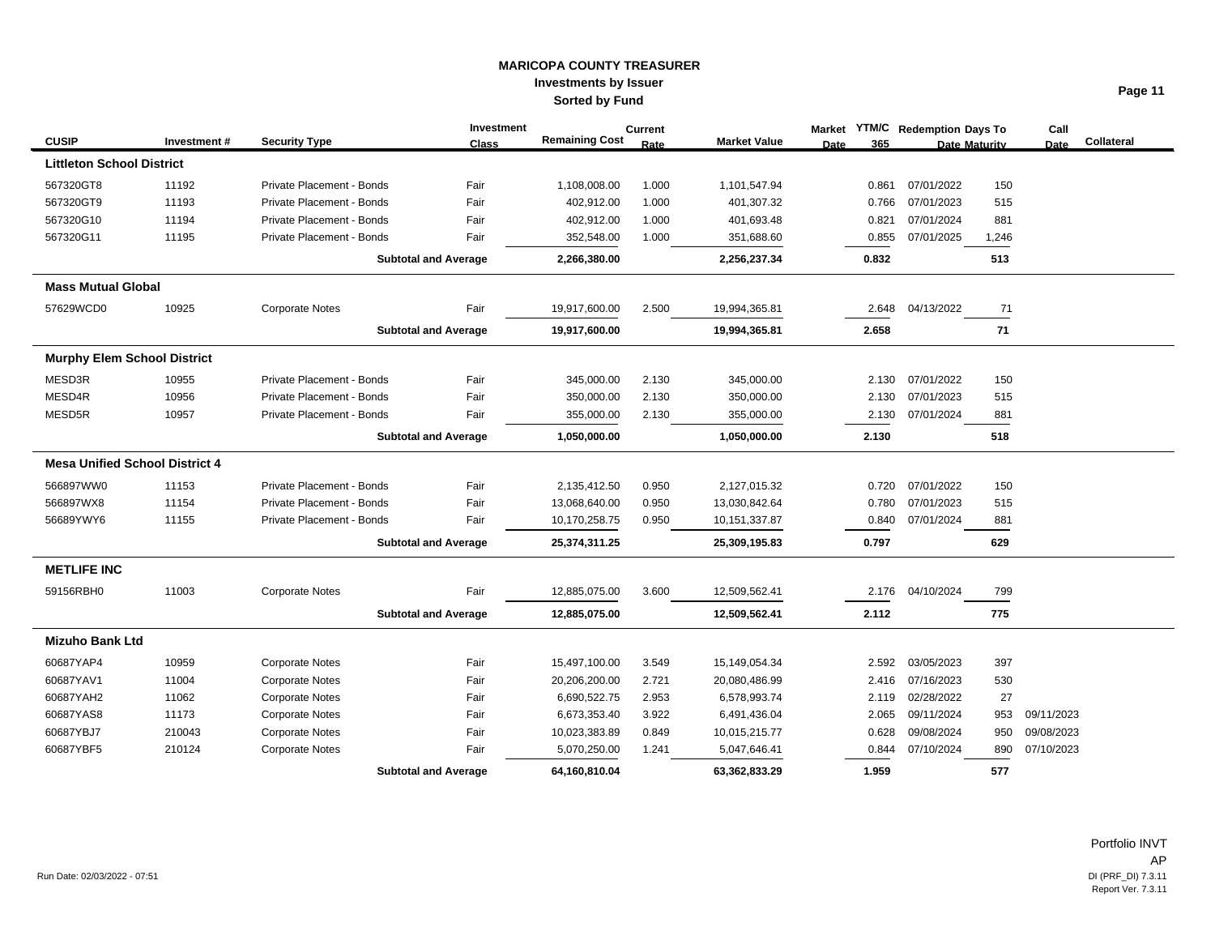# MARICOPA COUNTY TREASURER

## Investments by Issuer

### Sorted by Fund

| CUSIP | Investment # | Security Type | Investment Class | Remaining Cost | Current Rate | Market Value | Market Date | YTM/C 365 | Redemption Date | Days To Maturity | Call Date | Collateral |
|---|---|---|---|---|---|---|---|---|---|---|---|---|
| **Littleton School District** | | | | | | | | | | | | |
| 567320GT8 | 11192 | Private Placement - Bonds | Fair | 1,108,008.00 | 1.000 | 1,101,547.94 | | 0.861 | 07/01/2022 | 150 | | |
| 567320GT9 | 11193 | Private Placement - Bonds | Fair | 402,912.00 | 1.000 | 401,307.32 | | 0.766 | 07/01/2023 | 515 | | |
| 567320G10 | 11194 | Private Placement - Bonds | Fair | 402,912.00 | 1.000 | 401,693.48 | | 0.821 | 07/01/2024 | 881 | | |
| 567320G11 | 11195 | Private Placement - Bonds | Fair | 352,548.00 | 1.000 | 351,688.60 | | 0.855 | 07/01/2025 | 1,246 | | |
| | | **Subtotal and Average** | | **2,266,380.00** | | **2,256,237.34** | | **0.832** | | **513** | | |
| **Mass Mutual Global** | | | | | | | | | | | | |
| 57629WCD0 | 10925 | Corporate Notes | Fair | 19,917,600.00 | 2.500 | 19,994,365.81 | | 2.648 | 04/13/2022 | 71 | | |
| | | **Subtotal and Average** | | **19,917,600.00** | | **19,994,365.81** | | **2.658** | | **71** | | |
| **Murphy Elem School District** | | | | | | | | | | | | |
| MESD3R | 10955 | Private Placement - Bonds | Fair | 345,000.00 | 2.130 | 345,000.00 | | 2.130 | 07/01/2022 | 150 | | |
| MESD4R | 10956 | Private Placement - Bonds | Fair | 350,000.00 | 2.130 | 350,000.00 | | 2.130 | 07/01/2023 | 515 | | |
| MESD5R | 10957 | Private Placement - Bonds | Fair | 355,000.00 | 2.130 | 355,000.00 | | 2.130 | 07/01/2024 | 881 | | |
| | | **Subtotal and Average** | | **1,050,000.00** | | **1,050,000.00** | | **2.130** | | **518** | | |
| **Mesa Unified School District 4** | | | | | | | | | | | | |
| 566897WW0 | 11153 | Private Placement - Bonds | Fair | 2,135,412.50 | 0.950 | 2,127,015.32 | | 0.720 | 07/01/2022 | 150 | | |
| 566897WX8 | 11154 | Private Placement - Bonds | Fair | 13,068,640.00 | 0.950 | 13,030,842.64 | | 0.780 | 07/01/2023 | 515 | | |
| 56689YWY6 | 11155 | Private Placement - Bonds | Fair | 10,170,258.75 | 0.950 | 10,151,337.87 | | 0.840 | 07/01/2024 | 881 | | |
| | | **Subtotal and Average** | | **25,374,311.25** | | **25,309,195.83** | | **0.797** | | **629** | | |
| **METLIFE INC** | | | | | | | | | | | | |
| 59156RBH0 | 11003 | Corporate Notes | Fair | 12,885,075.00 | 3.600 | 12,509,562.41 | | 2.176 | 04/10/2024 | 799 | | |
| | | **Subtotal and Average** | | **12,885,075.00** | | **12,509,562.41** | | **2.112** | | **775** | | |
| **Mizuho Bank Ltd** | | | | | | | | | | | | |
| 60687YAP4 | 10959 | Corporate Notes | Fair | 15,497,100.00 | 3.549 | 15,149,054.34 | | 2.592 | 03/05/2023 | 397 | | |
| 60687YAV1 | 11004 | Corporate Notes | Fair | 20,206,200.00 | 2.721 | 20,080,486.99 | | 2.416 | 07/16/2023 | 530 | | |
| 60687YAH2 | 11062 | Corporate Notes | Fair | 6,690,522.75 | 2.953 | 6,578,993.74 | | 2.119 | 02/28/2022 | 27 | | |
| 60687YAS8 | 11173 | Corporate Notes | Fair | 6,673,353.40 | 3.922 | 6,491,436.04 | | 2.065 | 09/11/2024 | 953 | 09/11/2023 | |
| 60687YBJ7 | 210043 | Corporate Notes | Fair | 10,023,383.89 | 0.849 | 10,015,215.77 | | 0.628 | 09/08/2024 | 950 | 09/08/2023 | |
| 60687YBF5 | 210124 | Corporate Notes | Fair | 5,070,250.00 | 1.241 | 5,047,646.41 | | 0.844 | 07/10/2024 | 890 | 07/10/2023 | |
| | | **Subtotal and Average** | | **64,160,810.04** | | **63,362,833.29** | | **1.959** | | **577** | | |

Run Date: 02/03/2022 - 07:51

Portfolio INVT
AP
DI (PRF_DI) 7.3.11
Report Ver. 7.3.11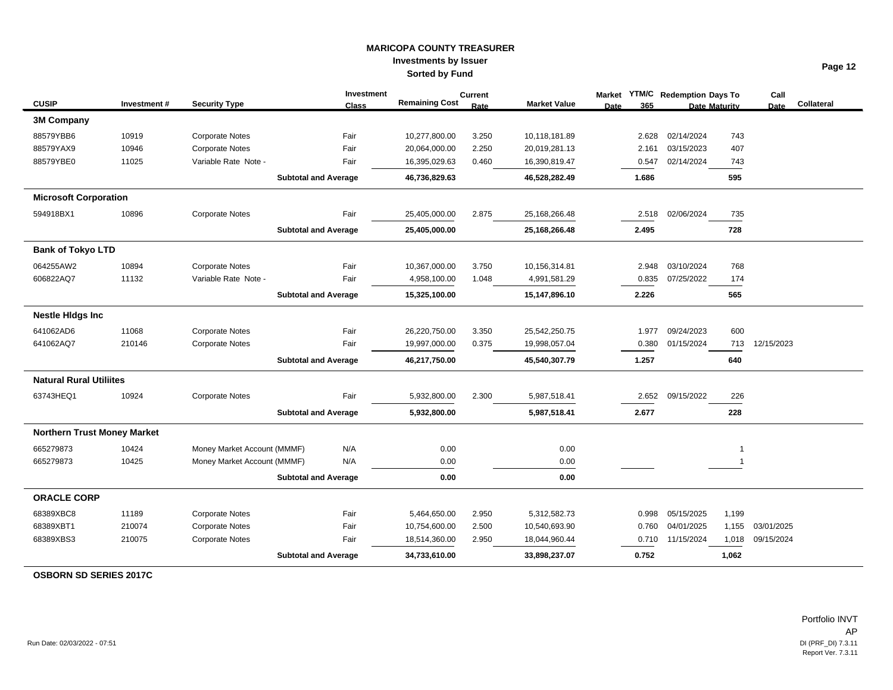# MARICOPA COUNTY TREASURER
## Investments by Issuer
### Sorted by Fund

| CUSIP | Investment # | Security Type | Investment Class | Remaining Cost | Current Rate | Market Value | Market Date | YTM/C 365 | Redemption Date | Days To Maturity | Call Date | Collateral |
|---|---|---|---|---|---|---|---|---|---|---|---|---|
| **3M Company** | | | | | | | | | | | | |
| 88579YBB6 | 10919 | Corporate Notes | Fair | 10,277,800.00 | 3.250 | 10,118,181.89 | | 2.628 | 02/14/2024 | 743 | | |
| 88579YAX9 | 10946 | Corporate Notes | Fair | 20,064,000.00 | 2.250 | 20,019,281.13 | | 2.161 | 03/15/2023 | 407 | | |
| 88579YBE0 | 11025 | Variable Rate Note - | Fair | 16,395,029.63 | 0.460 | 16,390,819.47 | | 0.547 | 02/14/2024 | 743 | | |
| | | **Subtotal and Average** | | **46,736,829.63** | | **46,528,282.49** | | **1.686** | | **595** | | |
| **Microsoft Corporation** | | | | | | | | | | | | |
| 594918BX1 | 10896 | Corporate Notes | Fair | 25,405,000.00 | 2.875 | 25,168,266.48 | | 2.518 | 02/06/2024 | 735 | | |
| | | **Subtotal and Average** | | **25,405,000.00** | | **25,168,266.48** | | **2.495** | | **728** | | |
| **Bank of Tokyo LTD** | | | | | | | | | | | | |
| 064255AW2 | 10894 | Corporate Notes | Fair | 10,367,000.00 | 3.750 | 10,156,314.81 | | 2.948 | 03/10/2024 | 768 | | |
| 606822AQ7 | 11132 | Variable Rate Note - | Fair | 4,958,100.00 | 1.048 | 4,991,581.29 | | 0.835 | 07/25/2022 | 174 | | |
| | | **Subtotal and Average** | | **15,325,100.00** | | **15,147,896.10** | | **2.226** | | **565** | | |
| **Nestle Hldgs Inc** | | | | | | | | | | | | |
| 641062AD6 | 11068 | Corporate Notes | Fair | 26,220,750.00 | 3.350 | 25,542,250.75 | | 1.977 | 09/24/2023 | 600 | | |
| 641062AQ7 | 210146 | Corporate Notes | Fair | 19,997,000.00 | 0.375 | 19,998,057.04 | | 0.380 | 01/15/2024 | 713 | 12/15/2023 | |
| | | **Subtotal and Average** | | **46,217,750.00** | | **45,540,307.79** | | **1.257** | | **640** | | |
| **Natural Rural Utiliites** | | | | | | | | | | | | |
| 63743HEQ1 | 10924 | Corporate Notes | Fair | 5,932,800.00 | 2.300 | 5,987,518.41 | | 2.652 | 09/15/2022 | 226 | | |
| | | **Subtotal and Average** | | **5,932,800.00** | | **5,987,518.41** | | **2.677** | | **228** | | |
| **Northern Trust Money Market** | | | | | | | | | | | | |
| 665279873 | 10424 | Money Market Account (MMMF) | N/A | 0.00 | | 0.00 | | | | 1 | | |
| 665279873 | 10425 | Money Market Account (MMMF) | N/A | 0.00 | | 0.00 | | | | 1 | | |
| | | **Subtotal and Average** | | **0.00** | | **0.00** | | | | | | |
| **ORACLE CORP** | | | | | | | | | | | | |
| 68389XBC8 | 11189 | Corporate Notes | Fair | 5,464,650.00 | 2.950 | 5,312,582.73 | | 0.998 | 05/15/2025 | 1,199 | | |
| 68389XBT1 | 210074 | Corporate Notes | Fair | 10,754,600.00 | 2.500 | 10,540,693.90 | | 0.760 | 04/01/2025 | 1,155 | 03/01/2025 | |
| 68389XBS3 | 210075 | Corporate Notes | Fair | 18,514,360.00 | 2.950 | 18,044,960.44 | | 0.710 | 11/15/2024 | 1,018 | 09/15/2024 | |
| | | **Subtotal and Average** | | **34,733,610.00** | | **33,898,237.07** | | **0.752** | | **1,062** | | |
| **OSBORN SD SERIES 2017C** | | | | | | | | | | | | |

Run Date: 02/03/2022 - 07:51

Portfolio INVT
AP
DI (PRF_DI) 7.3.11
Report Ver. 7.3.11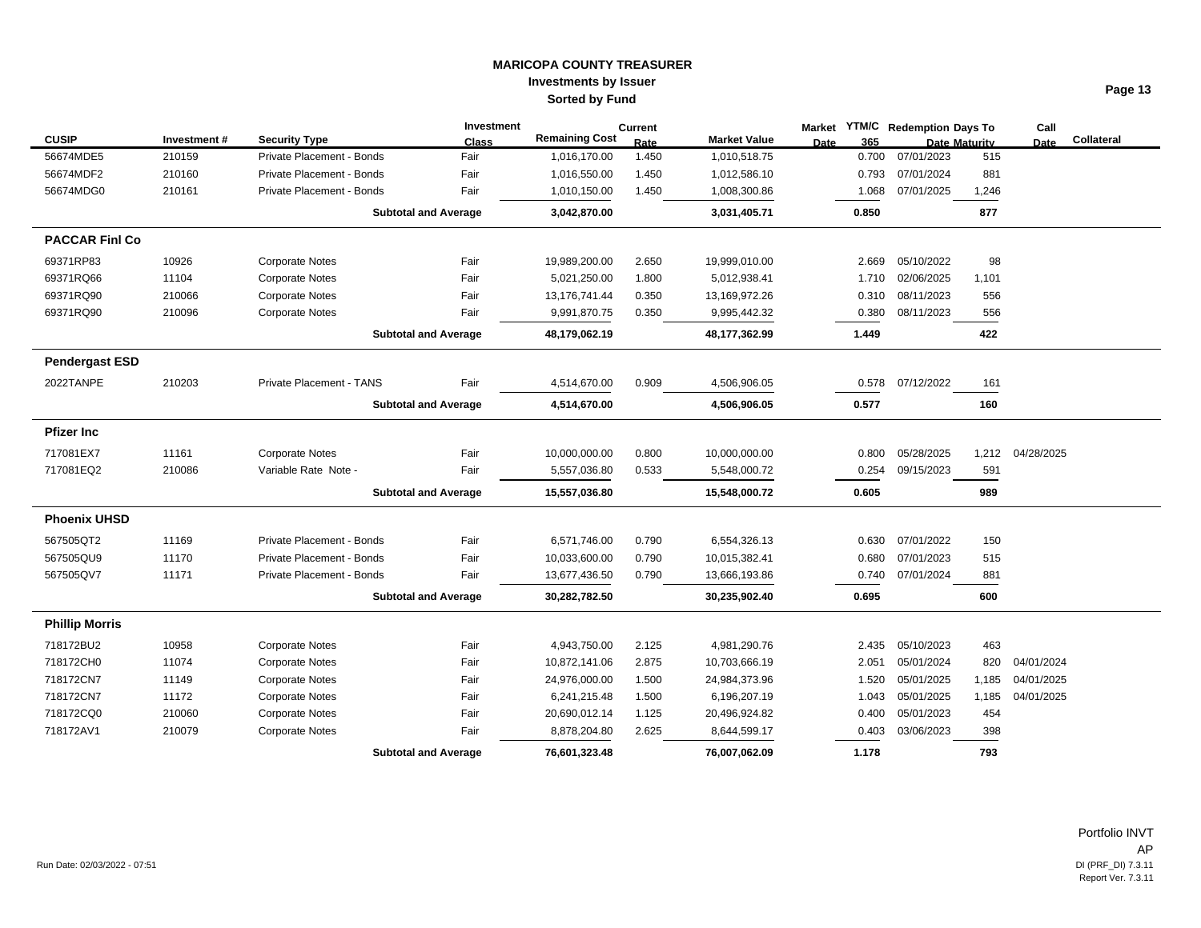# MARICOPA COUNTY TREASURER

## Investments by Issuer

### Sorted by Fund

| CUSIP | Investment # | Security Type | Investment Class | Remaining Cost | Current Rate | Market Value | Market Date | YTM/C 365 | Redemption Date | Days To Maturity | Call Date | Collateral |
|---|---|---|---|---|---|---|---|---|---|---|---|---|
| 56674MDE5 | 210159 | Private Placement - Bonds | Fair | 1,016,170.00 | 1.450 | 1,010,518.75 | | 0.700 | 07/01/2023 | 515 | | |
| 56674MDF2 | 210160 | Private Placement - Bonds | Fair | 1,016,550.00 | 1.450 | 1,012,586.10 | | 0.793 | 07/01/2024 | 881 | | |
| 56674MDG0 | 210161 | Private Placement - Bonds | Fair | 1,010,150.00 | 1.450 | 1,008,300.86 | | 1.068 | 07/01/2025 | 1,246 | | |
| | | **Subtotal and Average** | | **3,042,870.00** | | **3,031,405.71** | | **0.850** | | **877** | | |
| **PACCAR Finl Co** | | | | | | | | | | | | |
| 69371RP83 | 10926 | Corporate Notes | Fair | 19,989,200.00 | 2.650 | 19,999,010.00 | | 2.669 | 05/10/2022 | 98 | | |
| 69371RQ66 | 11104 | Corporate Notes | Fair | 5,021,250.00 | 1.800 | 5,012,938.41 | | 1.710 | 02/06/2025 | 1,101 | | |
| 69371RQ90 | 210066 | Corporate Notes | Fair | 13,176,741.44 | 0.350 | 13,169,972.26 | | 0.310 | 08/11/2023 | 556 | | |
| 69371RQ90 | 210096 | Corporate Notes | Fair | 9,991,870.75 | 0.350 | 9,995,442.32 | | 0.380 | 08/11/2023 | 556 | | |
| | | **Subtotal and Average** | | **48,179,062.19** | | **48,177,362.99** | | **1.449** | | **422** | | |
| **Pendergast ESD** | | | | | | | | | | | | |
| 2022TANPE | 210203 | Private Placement - TANS | Fair | 4,514,670.00 | 0.909 | 4,506,906.05 | | 0.578 | 07/12/2022 | 161 | | |
| | | **Subtotal and Average** | | **4,514,670.00** | | **4,506,906.05** | | **0.577** | | **160** | | |
| **Pfizer Inc** | | | | | | | | | | | | |
| 717081EX7 | 11161 | Corporate Notes | Fair | 10,000,000.00 | 0.800 | 10,000,000.00 | | 0.800 | 05/28/2025 | 1,212 | 04/28/2025 | |
| 717081EQ2 | 210086 | Variable Rate Note - | Fair | 5,557,036.80 | 0.533 | 5,548,000.72 | | 0.254 | 09/15/2023 | 591 | | |
| | | **Subtotal and Average** | | **15,557,036.80** | | **15,548,000.72** | | **0.605** | | **989** | | |
| **Phoenix UHSD** | | | | | | | | | | | | |
| 567505QT2 | 11169 | Private Placement - Bonds | Fair | 6,571,746.00 | 0.790 | 6,554,326.13 | | 0.630 | 07/01/2022 | 150 | | |
| 567505QU9 | 11170 | Private Placement - Bonds | Fair | 10,033,600.00 | 0.790 | 10,015,382.41 | | 0.680 | 07/01/2023 | 515 | | |
| 567505QV7 | 11171 | Private Placement - Bonds | Fair | 13,677,436.50 | 0.790 | 13,666,193.86 | | 0.740 | 07/01/2024 | 881 | | |
| | | **Subtotal and Average** | | **30,282,782.50** | | **30,235,902.40** | | **0.695** | | **600** | | |
| **Phillip Morris** | | | | | | | | | | | | |
| 718172BU2 | 10958 | Corporate Notes | Fair | 4,943,750.00 | 2.125 | 4,981,290.76 | | 2.435 | 05/10/2023 | 463 | | |
| 718172CH0 | 11074 | Corporate Notes | Fair | 10,872,141.06 | 2.875 | 10,703,666.19 | | 2.051 | 05/01/2024 | 820 | 04/01/2024 | |
| 718172CN7 | 11149 | Corporate Notes | Fair | 24,976,000.00 | 1.500 | 24,984,373.96 | | 1.520 | 05/01/2025 | 1,185 | 04/01/2025 | |
| 718172CN7 | 11172 | Corporate Notes | Fair | 6,241,215.48 | 1.500 | 6,196,207.19 | | 1.043 | 05/01/2025 | 1,185 | 04/01/2025 | |
| 718172CQ0 | 210060 | Corporate Notes | Fair | 20,690,012.14 | 1.125 | 20,496,924.82 | | 0.400 | 05/01/2023 | 454 | | |
| 718172AV1 | 210079 | Corporate Notes | Fair | 8,878,204.80 | 2.625 | 8,644,599.17 | | 0.403 | 03/06/2023 | 398 | | |
| | | **Subtotal and Average** | | **76,601,323.48** | | **76,007,062.09** | | **1.178** | | **793** | | |

Run Date: 02/03/2022 - 07:51

Portfolio INVT
AP
DI (PRF_DI) 7.3.11
Report Ver. 7.3.11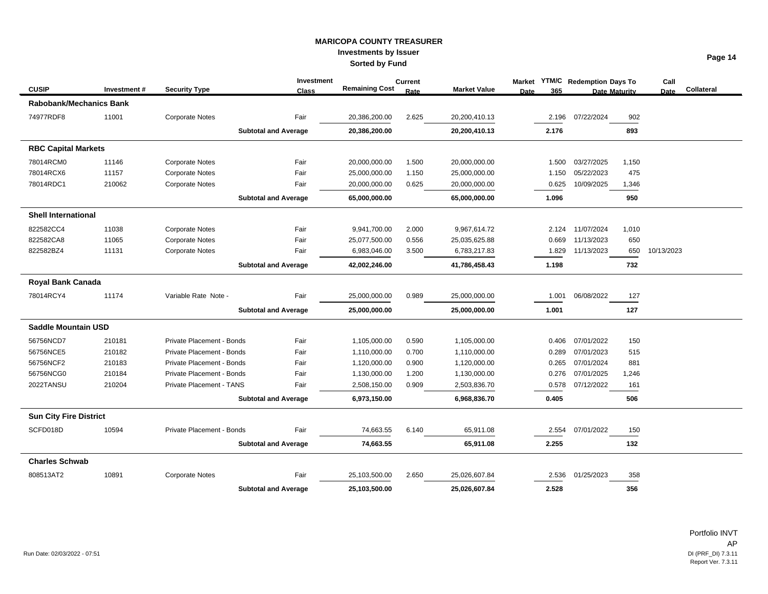# MARICOPA COUNTY TREASURER
## Investments by Issuer
### Sorted by Fund

| CUSIP | Investment # | Security Type | Investment Class | Remaining Cost | Current Rate | Market Value | Market Date | YTM/C 365 | Redemption Date | Days To Maturity | Call Date | Collateral |
|---|---|---|---|---|---|---|---|---|---|---|---|---|
| **Rabobank/Mechanics Bank** | | | | | | | | | | | | |
| 74977RDF8 | 11001 | Corporate Notes | Fair | 20,386,200.00 | 2.625 | 20,200,410.13 | | 2.196 | 07/22/2024 | 902 | | |
| | | **Subtotal and Average** | | **20,386,200.00** | | **20,200,410.13** | | **2.176** | | **893** | | |
| **RBC Capital Markets** | | | | | | | | | | | | |
| 78014RCM0 | 11146 | Corporate Notes | Fair | 20,000,000.00 | 1.500 | 20,000,000.00 | | 1.500 | 03/27/2025 | 1,150 | | |
| 78014RCX6 | 11157 | Corporate Notes | Fair | 25,000,000.00 | 1.150 | 25,000,000.00 | | 1.150 | 05/22/2023 | 475 | | |
| 78014RDC1 | 210062 | Corporate Notes | Fair | 20,000,000.00 | 0.625 | 20,000,000.00 | | 0.625 | 10/09/2025 | 1,346 | | |
| | | **Subtotal and Average** | | **65,000,000.00** | | **65,000,000.00** | | **1.096** | | **950** | | |
| **Shell International** | | | | | | | | | | | | |
| 822582CC4 | 11038 | Corporate Notes | Fair | 9,941,700.00 | 2.000 | 9,967,614.72 | | 2.124 | 11/07/2024 | 1,010 | | |
| 822582CA8 | 11065 | Corporate Notes | Fair | 25,077,500.00 | 0.556 | 25,035,625.88 | | 0.669 | 11/13/2023 | 650 | | |
| 822582BZ4 | 11131 | Corporate Notes | Fair | 6,983,046.00 | 3.500 | 6,783,217.83 | | 1.829 | 11/13/2023 | 650 | 10/13/2023 | |
| | | **Subtotal and Average** | | **42,002,246.00** | | **41,786,458.43** | | **1.198** | | **732** | | |
| **Royal Bank Canada** | | | | | | | | | | | | |
| 78014RCY4 | 11174 | Variable Rate Note - | Fair | 25,000,000.00 | 0.989 | 25,000,000.00 | | 1.001 | 06/08/2022 | 127 | | |
| | | **Subtotal and Average** | | **25,000,000.00** | | **25,000,000.00** | | **1.001** | | **127** | | |
| **Saddle Mountain USD** | | | | | | | | | | | | |
| 56756NCD7 | 210181 | Private Placement - Bonds | Fair | 1,105,000.00 | 0.590 | 1,105,000.00 | | 0.406 | 07/01/2022 | 150 | | |
| 56756NCE5 | 210182 | Private Placement - Bonds | Fair | 1,110,000.00 | 0.700 | 1,110,000.00 | | 0.289 | 07/01/2023 | 515 | | |
| 56756NCF2 | 210183 | Private Placement - Bonds | Fair | 1,120,000.00 | 0.900 | 1,120,000.00 | | 0.265 | 07/01/2024 | 881 | | |
| 56756NCG0 | 210184 | Private Placement - Bonds | Fair | 1,130,000.00 | 1.200 | 1,130,000.00 | | 0.276 | 07/01/2025 | 1,246 | | |
| 2022TANSU | 210204 | Private Placement - TANS | Fair | 2,508,150.00 | 0.909 | 2,503,836.70 | | 0.578 | 07/12/2022 | 161 | | |
| | | **Subtotal and Average** | | **6,973,150.00** | | **6,968,836.70** | | **0.405** | | **506** | | |
| **Sun City Fire District** | | | | | | | | | | | | |
| SCFD018D | 10594 | Private Placement - Bonds | Fair | 74,663.55 | 6.140 | 65,911.08 | | 2.554 | 07/01/2022 | 150 | | |
| | | **Subtotal and Average** | | **74,663.55** | | **65,911.08** | | **2.255** | | **132** | | |
| **Charles Schwab** | | | | | | | | | | | | |
| 808513AT2 | 10891 | Corporate Notes | Fair | 25,103,500.00 | 2.650 | 25,026,607.84 | | 2.536 | 01/25/2023 | 358 | | |
| | | **Subtotal and Average** | | **25,103,500.00** | | **25,026,607.84** | | **2.528** | | **356** | | |

Run Date: 02/03/2022 - 07:51

Portfolio INVT
AP
DI (PRF_DI) 7.3.11
Report Ver. 7.3.11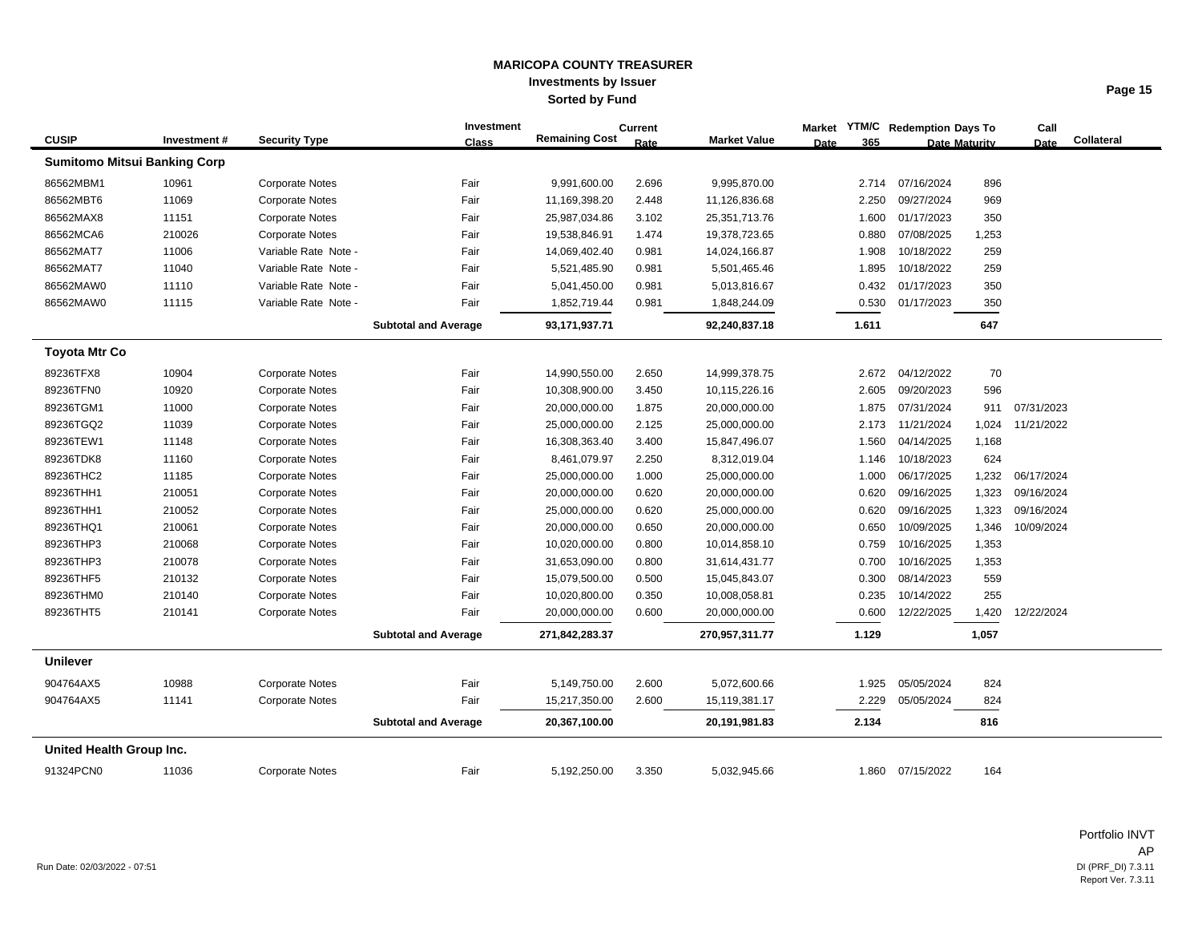# MARICOPA COUNTY TREASURER
## Investments by Issuer
### Sorted by Fund

| CUSIP | Investment # | Security Type | Investment Class | Remaining Cost | Current Rate | Market Value | Market Date | YTM/C 365 | Redemption Date | Days To Maturity | Call Date | Collateral |
|---|---|---|---|---|---|---|---|---|---|---|---|---|
| **Sumitomo Mitsui Banking Corp** | | | | | | | | | | | | |
| 86562MBM1 | 10961 | Corporate Notes | Fair | 9,991,600.00 | 2.696 | 9,995,870.00 | | 2.714 | 07/16/2024 | 896 | | |
| 86562MBT6 | 11069 | Corporate Notes | Fair | 11,169,398.20 | 2.448 | 11,126,836.68 | | 2.250 | 09/27/2024 | 969 | | |
| 86562MAX8 | 11151 | Corporate Notes | Fair | 25,987,034.86 | 3.102 | 25,351,713.76 | | 1.600 | 01/17/2023 | 350 | | |
| 86562MCA6 | 210026 | Corporate Notes | Fair | 19,538,846.91 | 1.474 | 19,378,723.65 | | 0.880 | 07/08/2025 | 1,253 | | |
| 86562MAT7 | 11006 | Variable Rate Note - | Fair | 14,069,402.40 | 0.981 | 14,024,166.87 | | 1.908 | 10/18/2022 | 259 | | |
| 86562MAT7 | 11040 | Variable Rate Note - | Fair | 5,521,485.90 | 0.981 | 5,501,465.46 | | 1.895 | 10/18/2022 | 259 | | |
| 86562MAW0 | 11110 | Variable Rate Note - | Fair | 5,041,450.00 | 0.981 | 5,013,816.67 | | 0.432 | 01/17/2023 | 350 | | |
| 86562MAW0 | 11115 | Variable Rate Note - | Fair | 1,852,719.44 | 0.981 | 1,848,244.09 | | 0.530 | 01/17/2023 | 350 | | |
| | | | **Subtotal and Average** | **93,171,937.71** | | **92,240,837.18** | | **1.611** | | **647** | | |
| **Toyota Mtr Co** | | | | | | | | | | | | |
| 89236TFX8 | 10904 | Corporate Notes | Fair | 14,990,550.00 | 2.650 | 14,999,378.75 | | 2.672 | 04/12/2022 | 70 | | |
| 89236TFN0 | 10920 | Corporate Notes | Fair | 10,308,900.00 | 3.450 | 10,115,226.16 | | 2.605 | 09/20/2023 | 596 | | |
| 89236TGM1 | 11000 | Corporate Notes | Fair | 20,000,000.00 | 1.875 | 20,000,000.00 | | 1.875 | 07/31/2024 | 911 | 07/31/2023 | |
| 89236TGQ2 | 11039 | Corporate Notes | Fair | 25,000,000.00 | 2.125 | 25,000,000.00 | | 2.173 | 11/21/2024 | 1,024 | 11/21/2022 | |
| 89236TEW1 | 11148 | Corporate Notes | Fair | 16,308,363.40 | 3.400 | 15,847,496.07 | | 1.560 | 04/14/2025 | 1,168 | | |
| 89236TDK8 | 11160 | Corporate Notes | Fair | 8,461,079.97 | 2.250 | 8,312,019.04 | | 1.146 | 10/18/2023 | 624 | | |
| 89236THC2 | 11185 | Corporate Notes | Fair | 25,000,000.00 | 1.000 | 25,000,000.00 | | 1.000 | 06/17/2025 | 1,232 | 06/17/2024 | |
| 89236THH1 | 210051 | Corporate Notes | Fair | 20,000,000.00 | 0.620 | 20,000,000.00 | | 0.620 | 09/16/2025 | 1,323 | 09/16/2024 | |
| 89236THH1 | 210052 | Corporate Notes | Fair | 25,000,000.00 | 0.620 | 25,000,000.00 | | 0.620 | 09/16/2025 | 1,323 | 09/16/2024 | |
| 89236THQ1 | 210061 | Corporate Notes | Fair | 20,000,000.00 | 0.650 | 20,000,000.00 | | 0.650 | 10/09/2025 | 1,346 | 10/09/2024 | |
| 89236THP3 | 210068 | Corporate Notes | Fair | 10,020,000.00 | 0.800 | 10,014,858.10 | | 0.759 | 10/16/2025 | 1,353 | | |
| 89236THP3 | 210078 | Corporate Notes | Fair | 31,653,090.00 | 0.800 | 31,614,431.77 | | 0.700 | 10/16/2025 | 1,353 | | |
| 89236THF5 | 210132 | Corporate Notes | Fair | 15,079,500.00 | 0.500 | 15,045,843.07 | | 0.300 | 08/14/2023 | 559 | | |
| 89236THM0 | 210140 | Corporate Notes | Fair | 10,020,800.00 | 0.350 | 10,008,058.81 | | 0.235 | 10/14/2022 | 255 | | |
| 89236THT5 | 210141 | Corporate Notes | Fair | 20,000,000.00 | 0.600 | 20,000,000.00 | | 0.600 | 12/22/2025 | 1,420 | 12/22/2024 | |
| | | | **Subtotal and Average** | **271,842,283.37** | | **270,957,311.77** | | **1.129** | | **1,057** | | |
| **Unilever** | | | | | | | | | | | | |
| 904764AX5 | 10988 | Corporate Notes | Fair | 5,149,750.00 | 2.600 | 5,072,600.66 | | 1.925 | 05/05/2024 | 824 | | |
| 904764AX5 | 11141 | Corporate Notes | Fair | 15,217,350.00 | 2.600 | 15,119,381.17 | | 2.229 | 05/05/2024 | 824 | | |
| | | | **Subtotal and Average** | **20,367,100.00** | | **20,191,981.83** | | **2.134** | | **816** | | |
| **United Health Group Inc.** | | | | | | | | | | | | |
| 91324PCN0 | 11036 | Corporate Notes | Fair | 5,192,250.00 | 3.350 | 5,032,945.66 | | 1.860 | 07/15/2022 | 164 | | |

Run Date: 02/03/2022 - 07:51

Portfolio INVT
AP
DI (PRF_DI) 7.3.11
Report Ver. 7.3.11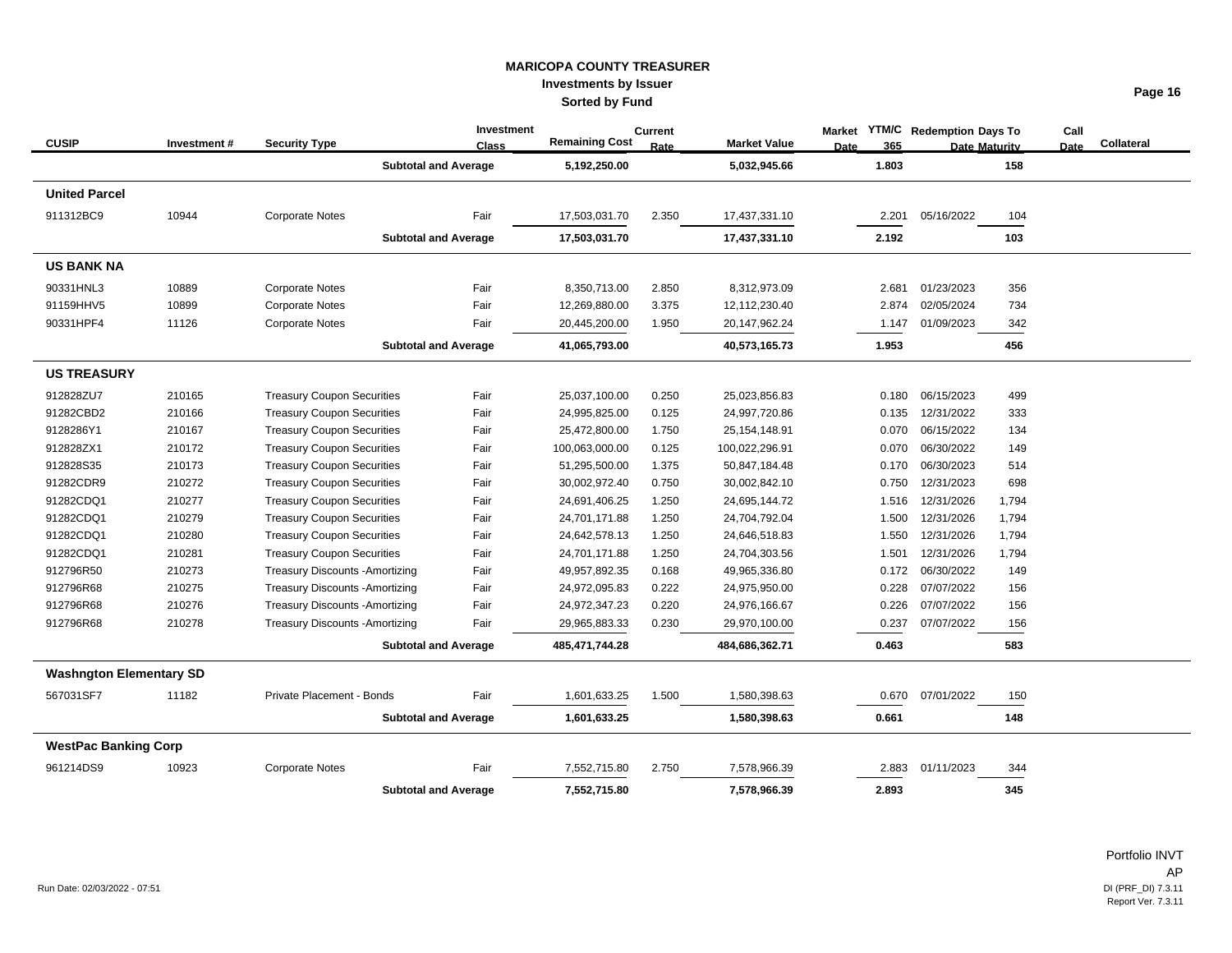**MARICOPA COUNTY TREASURER**
**Investments by Issuer**
**Sorted by Fund**

| CUSIP | Investment # | Security Type | Investment Class | Remaining Cost | Current Rate | Market Value | Market Date | YTM/C 365 | Redemption Date | Days To Maturity | Call Date | Collateral |
|---|---|---|---|---|---|---|---|---|---|---|---|---|
| | | **Subtotal and Average** | | **5,192,250.00** | | **5,032,945.66** | | **1.803** | | **158** | | |
| **United Parcel** | | | | | | | | | | | | |
| 911312BC9 | 10944 | Corporate Notes | Fair | 17,503,031.70 | 2.350 | 17,437,331.10 | | 2.201 | 05/16/2022 | 104 | | |
| | | **Subtotal and Average** | | **17,503,031.70** | | **17,437,331.10** | | **2.192** | | **103** | | |
| **US BANK NA** | | | | | | | | | | | | |
| 90331HNL3 | 10889 | Corporate Notes | Fair | 8,350,713.00 | 2.850 | 8,312,973.09 | | 2.681 | 01/23/2023 | 356 | | |
| 91159HHV5 | 10899 | Corporate Notes | Fair | 12,269,880.00 | 3.375 | 12,112,230.40 | | 2.874 | 02/05/2024 | 734 | | |
| 90331HPF4 | 11126 | Corporate Notes | Fair | 20,445,200.00 | 1.950 | 20,147,962.24 | | 1.147 | 01/09/2023 | 342 | | |
| | | **Subtotal and Average** | | **41,065,793.00** | | **40,573,165.73** | | **1.953** | | **456** | | |
| **US TREASURY** | | | | | | | | | | | | |
| 912828ZU7 | 210165 | Treasury Coupon Securities | Fair | 25,037,100.00 | 0.250 | 25,023,856.83 | | 0.180 | 06/15/2023 | 499 | | |
| 91282CBD2 | 210166 | Treasury Coupon Securities | Fair | 24,995,825.00 | 0.125 | 24,997,720.86 | | 0.135 | 12/31/2022 | 333 | | |
| 9128286Y1 | 210167 | Treasury Coupon Securities | Fair | 25,472,800.00 | 1.750 | 25,154,148.91 | | 0.070 | 06/15/2022 | 134 | | |
| 912828ZX1 | 210172 | Treasury Coupon Securities | Fair | 100,063,000.00 | 0.125 | 100,022,296.91 | | 0.070 | 06/30/2022 | 149 | | |
| 912828S35 | 210173 | Treasury Coupon Securities | Fair | 51,295,500.00 | 1.375 | 50,847,184.48 | | 0.170 | 06/30/2023 | 514 | | |
| 91282CDR9 | 210272 | Treasury Coupon Securities | Fair | 30,002,972.40 | 0.750 | 30,002,842.10 | | 0.750 | 12/31/2023 | 698 | | |
| 91282CDQ1 | 210277 | Treasury Coupon Securities | Fair | 24,691,406.25 | 1.250 | 24,695,144.72 | | 1.516 | 12/31/2026 | 1,794 | | |
| 91282CDQ1 | 210279 | Treasury Coupon Securities | Fair | 24,701,171.88 | 1.250 | 24,704,792.04 | | 1.500 | 12/31/2026 | 1,794 | | |
| 91282CDQ1 | 210280 | Treasury Coupon Securities | Fair | 24,642,578.13 | 1.250 | 24,646,518.83 | | 1.550 | 12/31/2026 | 1,794 | | |
| 91282CDQ1 | 210281 | Treasury Coupon Securities | Fair | 24,701,171.88 | 1.250 | 24,704,303.56 | | 1.501 | 12/31/2026 | 1,794 | | |
| 912796R50 | 210273 | Treasury Discounts -Amortizing | Fair | 49,957,892.35 | 0.168 | 49,965,336.80 | | 0.172 | 06/30/2022 | 149 | | |
| 912796R68 | 210275 | Treasury Discounts -Amortizing | Fair | 24,972,095.83 | 0.222 | 24,975,950.00 | | 0.228 | 07/07/2022 | 156 | | |
| 912796R68 | 210276 | Treasury Discounts -Amortizing | Fair | 24,972,347.23 | 0.220 | 24,976,166.67 | | 0.226 | 07/07/2022 | 156 | | |
| 912796R68 | 210278 | Treasury Discounts -Amortizing | Fair | 29,965,883.33 | 0.230 | 29,970,100.00 | | 0.237 | 07/07/2022 | 156 | | |
| | | **Subtotal and Average** | | **485,471,744.28** | | **484,686,362.71** | | **0.463** | | **583** | | |
| **Washngton Elementary SD** | | | | | | | | | | | | |
| 567031SF7 | 11182 | Private Placement - Bonds | Fair | 1,601,633.25 | 1.500 | 1,580,398.63 | | 0.670 | 07/01/2022 | 150 | | |
| | | **Subtotal and Average** | | **1,601,633.25** | | **1,580,398.63** | | **0.661** | | **148** | | |
| **WestPac Banking Corp** | | | | | | | | | | | | |
| 961214DS9 | 10923 | Corporate Notes | Fair | 7,552,715.80 | 2.750 | 7,578,966.39 | | 2.883 | 01/11/2023 | 344 | | |
| | | **Subtotal and Average** | | **7,552,715.80** | | **7,578,966.39** | | **2.893** | | **345** | | |

Run Date: 02/03/2022 - 07:51

Portfolio INVT
AP
DI (PRF_DI) 7.3.11
Report Ver. 7.3.11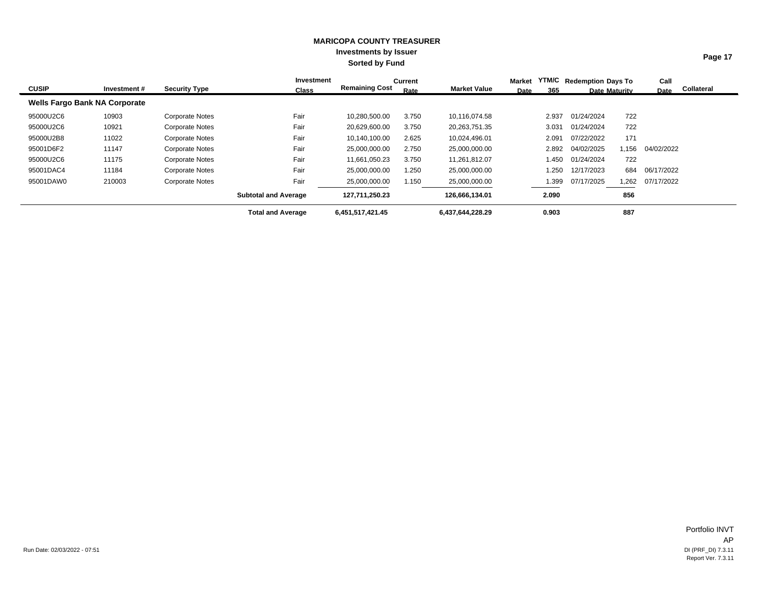# MARICOPA COUNTY TREASURER

## Investments by Issuer

### Sorted by Fund

| CUSIP | Investment # | Security Type | Investment Class | Remaining Cost | Current Rate | Market Value | Market Date | YTM/C 365 | Redemption Date | Days To Maturity | Call Date | Collateral |
|---|---|---|---|---|---|---|---|---|---|---|---|---|
| **Wells Fargo Bank NA Corporate** | | | | | | | | | | | | |
| 95000U2C6 | 10903 | Corporate Notes | Fair | 10,280,500.00 | 3.750 | 10,116,074.58 | | 2.937 | 01/24/2024 | 722 | | |
| 95000U2C6 | 10921 | Corporate Notes | Fair | 20,629,600.00 | 3.750 | 20,263,751.35 | | 3.031 | 01/24/2024 | 722 | | |
| 95000U2B8 | 11022 | Corporate Notes | Fair | 10,140,100.00 | 2.625 | 10,024,496.01 | | 2.091 | 07/22/2022 | 171 | | |
| 95001D6F2 | 11147 | Corporate Notes | Fair | 25,000,000.00 | 2.750 | 25,000,000.00 | | 2.892 | 04/02/2025 | 1,156 | 04/02/2022 | |
| 95000U2C6 | 11175 | Corporate Notes | Fair | 11,661,050.23 | 3.750 | 11,261,812.07 | | 1.450 | 01/24/2024 | 722 | | |
| 95001DAC4 | 11184 | Corporate Notes | Fair | 25,000,000.00 | 1.250 | 25,000,000.00 | | 1.250 | 12/17/2023 | 684 | 06/17/2022 | |
| 95001DAW0 | 210003 | Corporate Notes | Fair | 25,000,000.00 | 1.150 | 25,000,000.00 | | 1.399 | 07/17/2025 | 1,262 | 07/17/2022 | |
| | | | **Subtotal and Average** | **127,711,250.23** | | **126,666,134.01** | | **2.090** | | **856** | | |
| | | | **Total and Average** | **6,451,517,421.45** | | **6,437,644,228.29** | | **0.903** | | **887** | | |

Run Date: 02/03/2022 - 07:51

Portfolio INVT
AP
DI (PRF_DI) 7.3.11
Report Ver. 7.3.11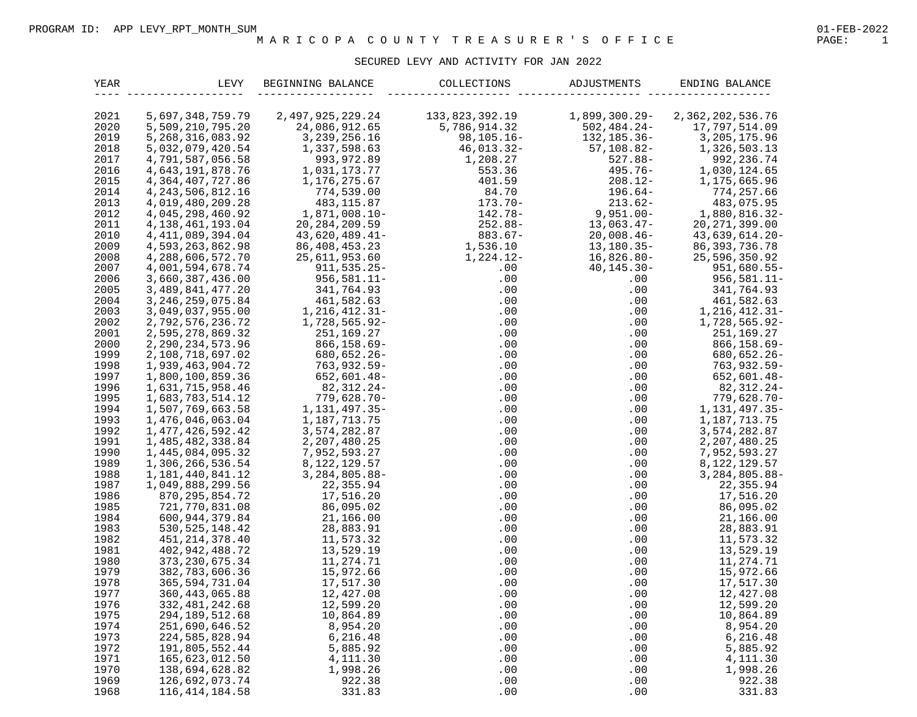PROGRAM ID: APP LEVY_RPT_MONTH_SUM

01-FEB-2022

# M A R I C O P A   C O U N T Y   T R E A S U R E R ' S   O F F I C E

## SECURED LEVY AND ACTIVITY FOR JAN 2022

| YEAR | LEVY | BEGINNING BALANCE | COLLECTIONS | ADJUSTMENTS | ENDING BALANCE |
|---|---|---|---|---|---|
| 2021 | 5,697,348,759.79 | 2,497,925,229.24 | 133,823,392.19 | 1,899,300.29- | 2,362,202,536.76 |
| 2020 | 5,509,210,795.20 | 24,086,912.65 | 5,786,914.32 | 502,484.24- | 17,797,514.09 |
| 2019 | 5,268,316,083.92 | 3,239,256.16 | 98,105.16- | 132,185.36- | 3,205,175.96 |
| 2018 | 5,032,079,420.54 | 1,337,598.63 | 46,013.32- | 57,108.82- | 1,326,503.13 |
| 2017 | 4,791,587,056.58 | 993,972.89 | 1,208.27 | 527.88- | 992,236.74 |
| 2016 | 4,643,191,878.76 | 1,031,173.77 | 553.36 | 495.76- | 1,030,124.65 |
| 2015 | 4,364,407,727.86 | 1,176,275.67 | 401.59 | 208.12- | 1,175,665.96 |
| 2014 | 4,243,506,812.16 | 774,539.00 | 84.70 | 196.64- | 774,257.66 |
| 2013 | 4,019,480,209.28 | 483,115.87 | 173.70- | 213.62- | 483,075.95 |
| 2012 | 4,045,298,460.92 | 1,871,008.10- | 142.78- | 9,951.00- | 1,880,816.32- |
| 2011 | 4,138,461,193.04 | 20,284,209.59 | 252.88- | 13,063.47- | 20,271,399.00 |
| 2010 | 4,411,089,394.04 | 43,620,489.41- | 883.67- | 20,008.46- | 43,639,614.20- |
| 2009 | 4,593,263,862.98 | 86,408,453.23 | 1,536.10 | 13,180.35- | 86,393,736.78 |
| 2008 | 4,288,606,572.70 | 25,611,953.60 | 1,224.12- | 16,826.80- | 25,596,350.92 |
| 2007 | 4,001,594,678.74 | 911,535.25- | .00 | 40,145.30- | 951,680.55- |
| 2006 | 3,660,387,436.00 | 956,581.11- | .00 | .00 | 956,581.11- |
| 2005 | 3,489,841,477.20 | 341,764.93 | .00 | .00 | 341,764.93 |
| 2004 | 3,246,259,075.84 | 461,582.63 | .00 | .00 | 461,582.63 |
| 2003 | 3,049,037,955.00 | 1,216,412.31- | .00 | .00 | 1,216,412.31- |
| 2002 | 2,792,576,236.72 | 1,728,565.92- | .00 | .00 | 1,728,565.92- |
| 2001 | 2,595,278,869.32 | 251,169.27 | .00 | .00 | 251,169.27 |
| 2000 | 2,290,234,573.96 | 866,158.69- | .00 | .00 | 866,158.69- |
| 1999 | 2,108,718,697.02 | 680,652.26- | .00 | .00 | 680,652.26- |
| 1998 | 1,939,463,904.72 | 763,932.59- | .00 | .00 | 763,932.59- |
| 1997 | 1,800,100,859.36 | 652,601.48- | .00 | .00 | 652,601.48- |
| 1996 | 1,631,715,958.46 | 82,312.24- | .00 | .00 | 82,312.24- |
| 1995 | 1,683,783,514.12 | 779,628.70- | .00 | .00 | 779,628.70- |
| 1994 | 1,507,769,663.58 | 1,131,497.35- | .00 | .00 | 1,131,497.35- |
| 1993 | 1,476,046,063.04 | 1,187,713.75 | .00 | .00 | 1,187,713.75 |
| 1992 | 1,477,426,592.42 | 3,574,282.87 | .00 | .00 | 3,574,282.87 |
| 1991 | 1,485,482,338.84 | 2,207,480.25 | .00 | .00 | 2,207,480.25 |
| 1990 | 1,445,084,095.32 | 7,952,593.27 | .00 | .00 | 7,952,593.27 |
| 1989 | 1,306,266,536.54 | 8,122,129.57 | .00 | .00 | 8,122,129.57 |
| 1988 | 1,181,440,841.12 | 3,284,805.88- | .00 | .00 | 3,284,805.88- |
| 1987 | 1,049,888,299.56 | 22,355.94 | .00 | .00 | 22,355.94 |
| 1986 | 870,295,854.72 | 17,516.20 | .00 | .00 | 17,516.20 |
| 1985 | 721,770,831.08 | 86,095.02 | .00 | .00 | 86,095.02 |
| 1984 | 600,944,379.84 | 21,166.00 | .00 | .00 | 21,166.00 |
| 1983 | 530,525,148.42 | 28,883.91 | .00 | .00 | 28,883.91 |
| 1982 | 451,214,378.40 | 11,573.32 | .00 | .00 | 11,573.32 |
| 1981 | 402,942,488.72 | 13,529.19 | .00 | .00 | 13,529.19 |
| 1980 | 373,230,675.34 | 11,274.71 | .00 | .00 | 11,274.71 |
| 1979 | 382,783,606.36 | 15,972.66 | .00 | .00 | 15,972.66 |
| 1978 | 365,594,731.04 | 17,517.30 | .00 | .00 | 17,517.30 |
| 1977 | 360,443,065.88 | 12,427.08 | .00 | .00 | 12,427.08 |
| 1976 | 332,481,242.68 | 12,599.20 | .00 | .00 | 12,599.20 |
| 1975 | 294,189,512.68 | 10,864.89 | .00 | .00 | 10,864.89 |
| 1974 | 251,690,646.52 | 8,954.20 | .00 | .00 | 8,954.20 |
| 1973 | 224,585,828.94 | 6,216.48 | .00 | .00 | 6,216.48 |
| 1972 | 191,805,552.44 | 5,885.92 | .00 | .00 | 5,885.92 |
| 1971 | 165,623,012.50 | 4,111.30 | .00 | .00 | 4,111.30 |
| 1970 | 138,694,628.82 | 1,998.26 | .00 | .00 | 1,998.26 |
| 1969 | 126,692,073.74 | 922.38 | .00 | .00 | 922.38 |
| 1968 | 116,414,184.58 | 331.83 | .00 | .00 | 331.83 |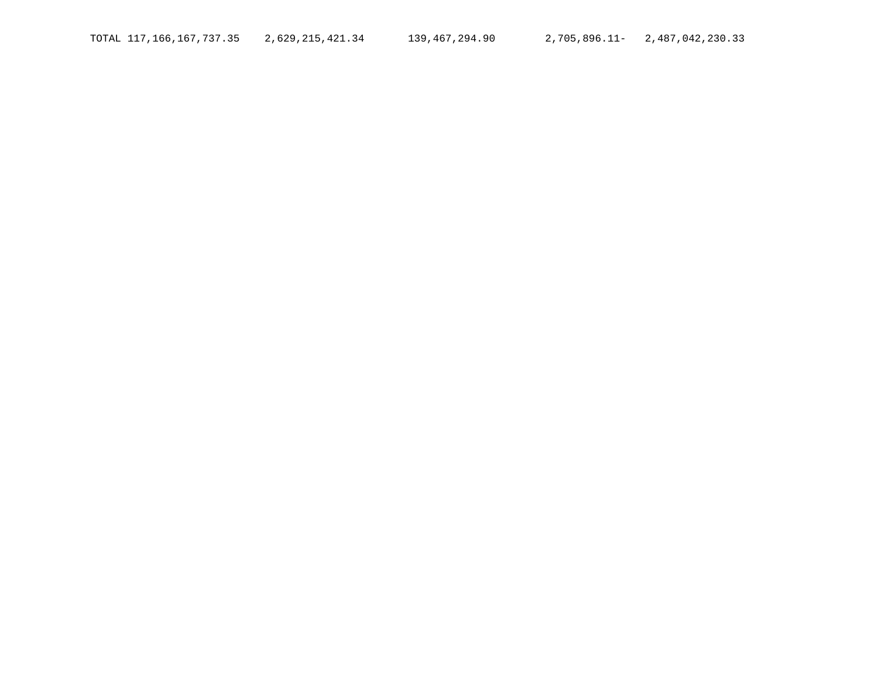| | | | | | |
|---|---|---|---|---|---|
| TOTAL | 117,166,167,737.35 | 2,629,215,421.34 | 139,467,294.90 | 2,705,896.11- | 2,487,042,230.33 |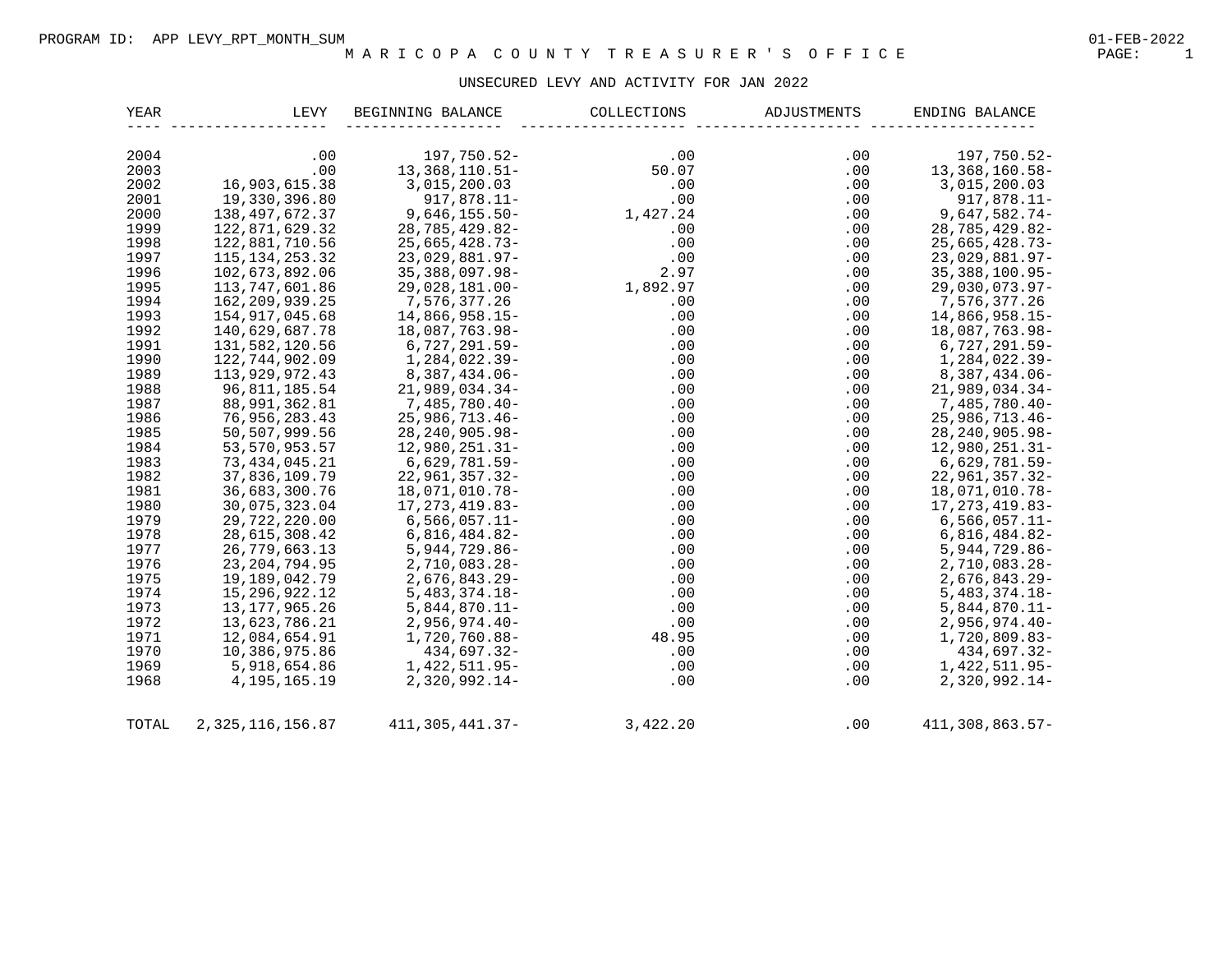PROGRAM ID: APP LEVY_RPT_MONTH_SUM

# M A R I C O P A C O U N T Y T R E A S U R E R ' S O F F I C E

01-FEB-2022

## UNSECURED LEVY AND ACTIVITY FOR JAN 2022

| YEAR | LEVY | BEGINNING BALANCE | COLLECTIONS | ADJUSTMENTS | ENDING BALANCE |
|---|---|---|---|---|---|
| 2004 | .00 | 197,750.52- | .00 | .00 | 197,750.52- |
| 2003 | .00 | 13,368,110.51- | 50.07 | .00 | 13,368,160.58- |
| 2002 | 16,903,615.38 | 3,015,200.03 | .00 | .00 | 3,015,200.03 |
| 2001 | 19,330,396.80 | 917,878.11- | .00 | .00 | 917,878.11- |
| 2000 | 138,497,672.37 | 9,646,155.50- | 1,427.24 | .00 | 9,647,582.74- |
| 1999 | 122,871,629.32 | 28,785,429.82- | .00 | .00 | 28,785,429.82- |
| 1998 | 122,881,710.56 | 25,665,428.73- | .00 | .00 | 25,665,428.73- |
| 1997 | 115,134,253.32 | 23,029,881.97- | .00 | .00 | 23,029,881.97- |
| 1996 | 102,673,892.06 | 35,388,097.98- | 2.97 | .00 | 35,388,100.95- |
| 1995 | 113,747,601.86 | 29,028,181.00- | 1,892.97 | .00 | 29,030,073.97- |
| 1994 | 162,209,939.25 | 7,576,377.26 | .00 | .00 | 7,576,377.26 |
| 1993 | 154,917,045.68 | 14,866,958.15- | .00 | .00 | 14,866,958.15- |
| 1992 | 140,629,687.78 | 18,087,763.98- | .00 | .00 | 18,087,763.98- |
| 1991 | 131,582,120.56 | 6,727,291.59- | .00 | .00 | 6,727,291.59- |
| 1990 | 122,744,902.09 | 1,284,022.39- | .00 | .00 | 1,284,022.39- |
| 1989 | 113,929,972.43 | 8,387,434.06- | .00 | .00 | 8,387,434.06- |
| 1988 | 96,811,185.54 | 21,989,034.34- | .00 | .00 | 21,989,034.34- |
| 1987 | 88,991,362.81 | 7,485,780.40- | .00 | .00 | 7,485,780.40- |
| 1986 | 76,956,283.43 | 25,986,713.46- | .00 | .00 | 25,986,713.46- |
| 1985 | 50,507,999.56 | 28,240,905.98- | .00 | .00 | 28,240,905.98- |
| 1984 | 53,570,953.57 | 12,980,251.31- | .00 | .00 | 12,980,251.31- |
| 1983 | 73,434,045.21 | 6,629,781.59- | .00 | .00 | 6,629,781.59- |
| 1982 | 37,836,109.79 | 22,961,357.32- | .00 | .00 | 22,961,357.32- |
| 1981 | 36,683,300.76 | 18,071,010.78- | .00 | .00 | 18,071,010.78- |
| 1980 | 30,075,323.04 | 17,273,419.83- | .00 | .00 | 17,273,419.83- |
| 1979 | 29,722,220.00 | 6,566,057.11- | .00 | .00 | 6,566,057.11- |
| 1978 | 28,615,308.42 | 6,816,484.82- | .00 | .00 | 6,816,484.82- |
| 1977 | 26,779,663.13 | 5,944,729.86- | .00 | .00 | 5,944,729.86- |
| 1976 | 23,204,794.95 | 2,710,083.28- | .00 | .00 | 2,710,083.28- |
| 1975 | 19,189,042.79 | 2,676,843.29- | .00 | .00 | 2,676,843.29- |
| 1974 | 15,296,922.12 | 5,483,374.18- | .00 | .00 | 5,483,374.18- |
| 1973 | 13,177,965.26 | 5,844,870.11- | .00 | .00 | 5,844,870.11- |
| 1972 | 13,623,786.21 | 2,956,974.40- | .00 | .00 | 2,956,974.40- |
| 1971 | 12,084,654.91 | 1,720,760.88- | 48.95 | .00 | 1,720,809.83- |
| 1970 | 10,386,975.86 | 434,697.32- | .00 | .00 | 434,697.32- |
| 1969 | 5,918,654.86 | 1,422,511.95- | .00 | .00 | 1,422,511.95- |
| 1968 | 4,195,165.19 | 2,320,992.14- | .00 | .00 | 2,320,992.14- |
| TOTAL | 2,325,116,156.87 | 411,305,441.37- | 3,422.20 | .00 | 411,308,863.57- |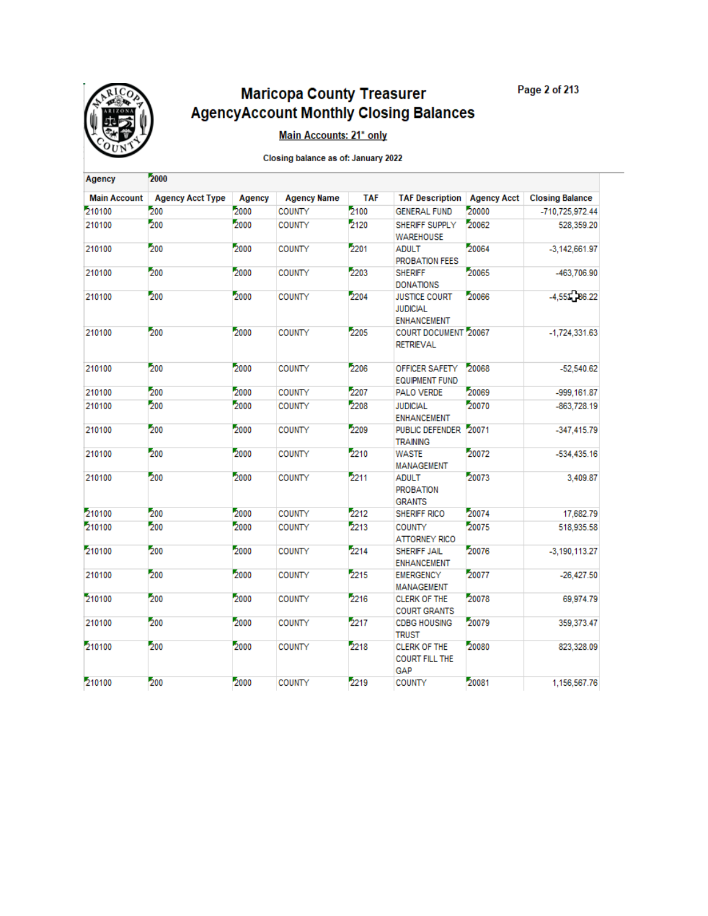# Maricopa County Treasurer

## AgencyAccount Monthly Closing Balances

**Main Accounts: 21* only**

**Closing balance as of: January 2022**

**Agency** 2000

| Main Account | Agency Acct Type | Agency | Agency Name | TAF | TAF Description | Agency Acct | Closing Balance |
|---|---|---|---|---|---|---|---|
| 210100 | 200 | 2000 | COUNTY | 2100 | GENERAL FUND | 20000 | -710,725,972.44 |
| 210100 | 200 | 2000 | COUNTY | 2120 | SHERIFF SUPPLY WAREHOUSE | 20062 | 528,359.20 |
| 210100 | 200 | 2000 | COUNTY | 2201 | ADULT PROBATION FEES | 20064 | -3,142,661.97 |
| 210100 | 200 | 2000 | COUNTY | 2203 | SHERIFF DONATIONS | 20065 | -463,706.90 |
| 210100 | 200 | 2000 | COUNTY | 2204 | JUSTICE COURT JUDICIAL ENHANCEMENT | 20066 | -4,55_,_86.22 |
| 210100 | 200 | 2000 | COUNTY | 2205 | COURT DOCUMENT RETRIEVAL | 20067 | -1,724,331.63 |
| 210100 | 200 | 2000 | COUNTY | 2206 | OFFICER SAFETY EQUIPMENT FUND | 20068 | -52,540.62 |
| 210100 | 200 | 2000 | COUNTY | 2207 | PALO VERDE | 20069 | -999,161.87 |
| 210100 | 200 | 2000 | COUNTY | 2208 | JUDICIAL ENHANCEMENT | 20070 | -863,728.19 |
| 210100 | 200 | 2000 | COUNTY | 2209 | PUBLIC DEFENDER TRAINING | 20071 | -347,415.79 |
| 210100 | 200 | 2000 | COUNTY | 2210 | WASTE MANAGEMENT | 20072 | -534,435.16 |
| 210100 | 200 | 2000 | COUNTY | 2211 | ADULT PROBATION GRANTS | 20073 | 3,409.87 |
| 210100 | 200 | 2000 | COUNTY | 2212 | SHERIFF RICO | 20074 | 17,682.79 |
| 210100 | 200 | 2000 | COUNTY | 2213 | COUNTY ATTORNEY RICO | 20075 | 518,935.58 |
| 210100 | 200 | 2000 | COUNTY | 2214 | SHERIFF JAIL ENHANCEMENT | 20076 | -3,190,113.27 |
| 210100 | 200 | 2000 | COUNTY | 2215 | EMERGENCY MANAGEMENT | 20077 | -26,427.50 |
| 210100 | 200 | 2000 | COUNTY | 2216 | CLERK OF THE COURT GRANTS | 20078 | 69,974.79 |
| 210100 | 200 | 2000 | COUNTY | 2217 | CDBG HOUSING TRUST | 20079 | 359,373.47 |
| 210100 | 200 | 2000 | COUNTY | 2218 | CLERK OF THE COURT FILL THE GAP | 20080 | 823,328.09 |
| 210100 | 200 | 2000 | COUNTY | 2219 | COUNTY | 20081 | 1,156,567.76 |